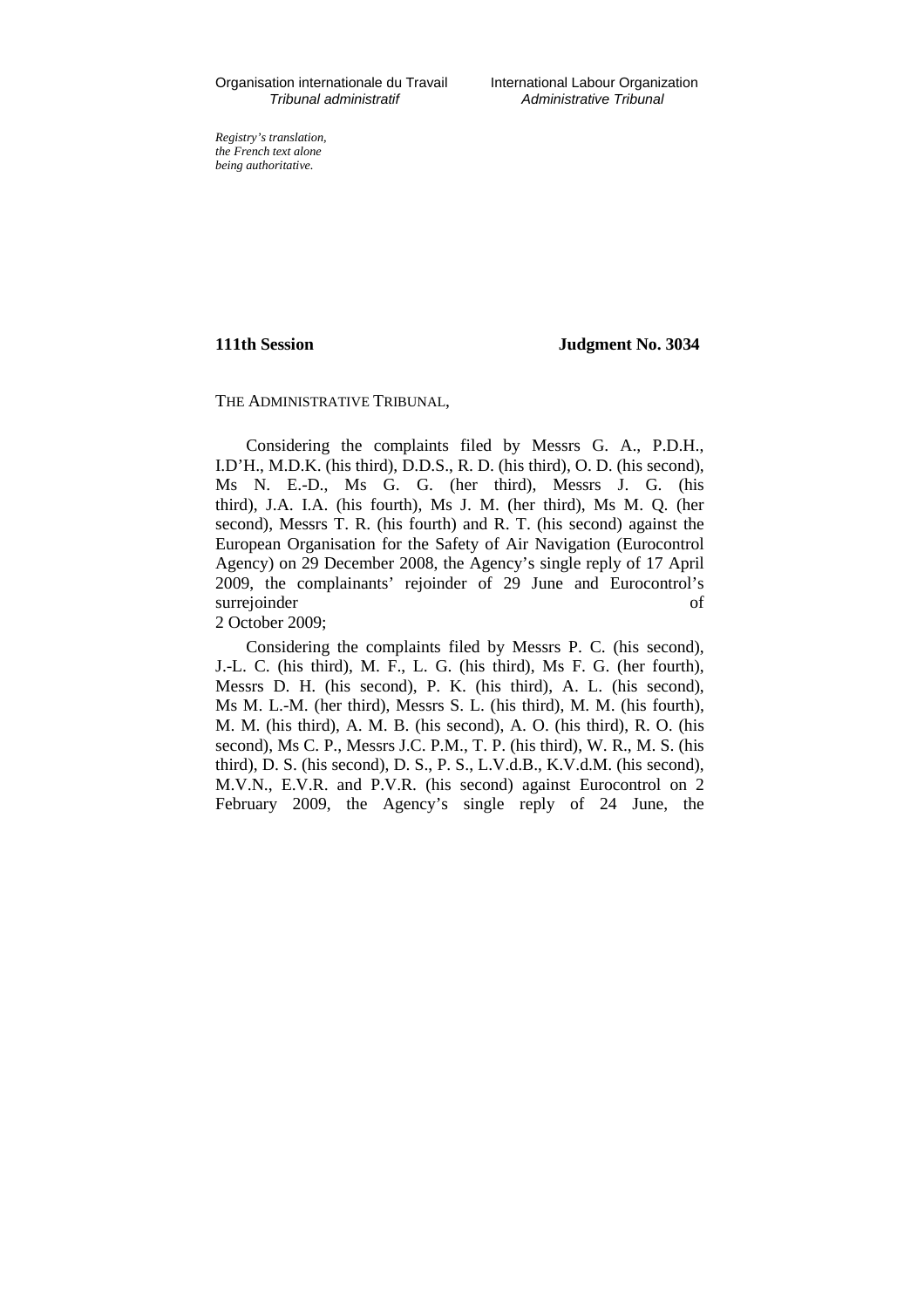Organisation internationale du Travail
*Tribunal administratif*

International Labour Organization
*Administrative Tribunal*

*Registry's translation, the French text alone being authoritative.*

**111th Session** **Judgment No. 3034**

THE ADMINISTRATIVE TRIBUNAL,

Considering the complaints filed by Messrs G. A., P.D.H., I.D'H., M.D.K. (his third), D.D.S., R. D. (his third), O. D. (his second), Ms N. E.-D., Ms G. G. (her third), Messrs J. G. (his third), J.A. I.A. (his fourth), Ms J. M. (her third), Ms M. Q. (her second), Messrs T. R. (his fourth) and R. T. (his second) against the European Organisation for the Safety of Air Navigation (Eurocontrol Agency) on 29 December 2008, the Agency's single reply of 17 April 2009, the complainants' rejoinder of 29 June and Eurocontrol's surrejoinder of 2 October 2009;

Considering the complaints filed by Messrs P. C. (his second), J.-L. C. (his third), M. F., L. G. (his third), Ms F. G. (her fourth), Messrs D. H. (his second), P. K. (his third), A. L. (his second), Ms M. L.-M. (her third), Messrs S. L. (his third), M. M. (his fourth), M. M. (his third), A. M. B. (his second), A. O. (his third), R. O. (his second), Ms C. P., Messrs J.C. P.M., T. P. (his third), W. R., M. S. (his third), D. S. (his second), D. S., P. S., L.V.d.B., K.V.d.M. (his second), M.V.N., E.V.R. and P.V.R. (his second) against Eurocontrol on 2 February 2009, the Agency's single reply of 24 June, the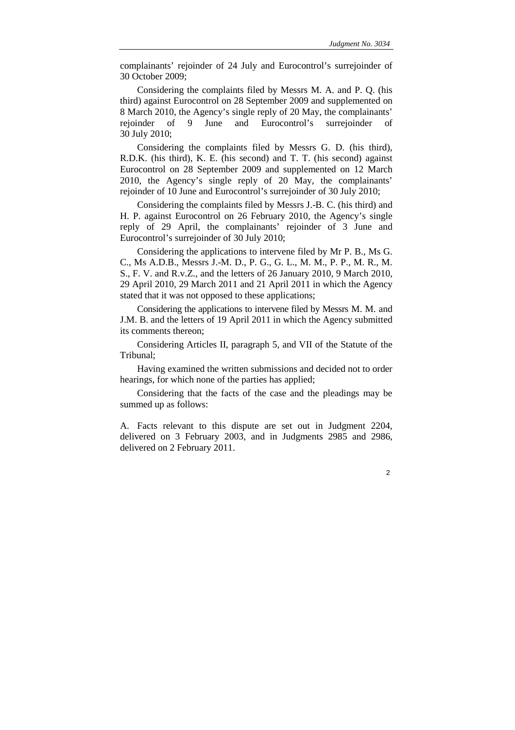complainants' rejoinder of 24 July and Eurocontrol's surrejoinder of 30 October 2009;

Considering the complaints filed by Messrs M. A. and P. Q. (his third) against Eurocontrol on 28 September 2009 and supplemented on 8 March 2010, the Agency's single reply of 20 May, the complainants' rejoinder of 9 June and Eurocontrol's surrejoinder of 30 July 2010;

Considering the complaints filed by Messrs G. D. (his third), R.D.K. (his third), K. E. (his second) and T. T. (his second) against Eurocontrol on 28 September 2009 and supplemented on 12 March 2010, the Agency's single reply of 20 May, the complainants' rejoinder of 10 June and Eurocontrol's surrejoinder of 30 July 2010;

Considering the complaints filed by Messrs J.-B. C. (his third) and H. P. against Eurocontrol on 26 February 2010, the Agency's single reply of 29 April, the complainants' rejoinder of 3 June and Eurocontrol's surrejoinder of 30 July 2010;

Considering the applications to intervene filed by Mr P. B., Ms G. C., Ms A.D.B., Messrs J.-M. D., P. G., G. L., M. M., P. P., M. R., M. S., F. V. and R.v.Z., and the letters of 26 January 2010, 9 March 2010, 29 April 2010, 29 March 2011 and 21 April 2011 in which the Agency stated that it was not opposed to these applications;

Considering the applications to intervene filed by Messrs M. M. and J.M. B. and the letters of 19 April 2011 in which the Agency submitted its comments thereon;

Considering Articles II, paragraph 5, and VII of the Statute of the Tribunal;

Having examined the written submissions and decided not to order hearings, for which none of the parties has applied;

Considering that the facts of the case and the pleadings may be summed up as follows:

A. Facts relevant to this dispute are set out in Judgment 2204, delivered on 3 February 2003, and in Judgments 2985 and 2986, delivered on 2 February 2011.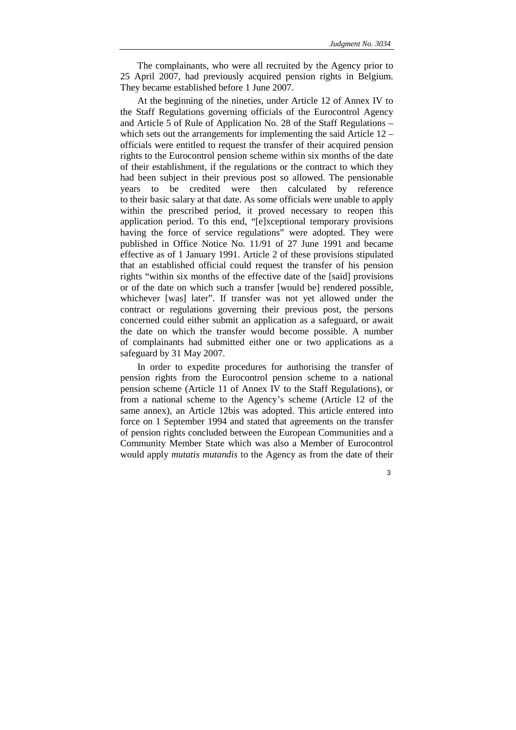The complainants, who were all recruited by the Agency prior to 25 April 2007, had previously acquired pension rights in Belgium. They became established before 1 June 2007.

At the beginning of the nineties, under Article 12 of Annex IV to the Staff Regulations governing officials of the Eurocontrol Agency and Article 5 of Rule of Application No. 28 of the Staff Regulations – which sets out the arrangements for implementing the said Article 12 – officials were entitled to request the transfer of their acquired pension rights to the Eurocontrol pension scheme within six months of the date of their establishment, if the regulations or the contract to which they had been subject in their previous post so allowed. The pensionable years to be credited were then calculated by reference to their basic salary at that date. As some officials were unable to apply within the prescribed period, it proved necessary to reopen this application period. To this end, "[e]xceptional temporary provisions having the force of service regulations" were adopted. They were published in Office Notice No. 11/91 of 27 June 1991 and became effective as of 1 January 1991. Article 2 of these provisions stipulated that an established official could request the transfer of his pension rights "within six months of the effective date of the [said] provisions or of the date on which such a transfer [would be] rendered possible, whichever [was] later". If transfer was not yet allowed under the contract or regulations governing their previous post, the persons concerned could either submit an application as a safeguard, or await the date on which the transfer would become possible. A number of complainants had submitted either one or two applications as a safeguard by 31 May 2007.

In order to expedite procedures for authorising the transfer of pension rights from the Eurocontrol pension scheme to a national pension scheme (Article 11 of Annex IV to the Staff Regulations), or from a national scheme to the Agency's scheme (Article 12 of the same annex), an Article 12bis was adopted. This article entered into force on 1 September 1994 and stated that agreements on the transfer of pension rights concluded between the European Communities and a Community Member State which was also a Member of Eurocontrol would apply *mutatis mutandis* to the Agency as from the date of their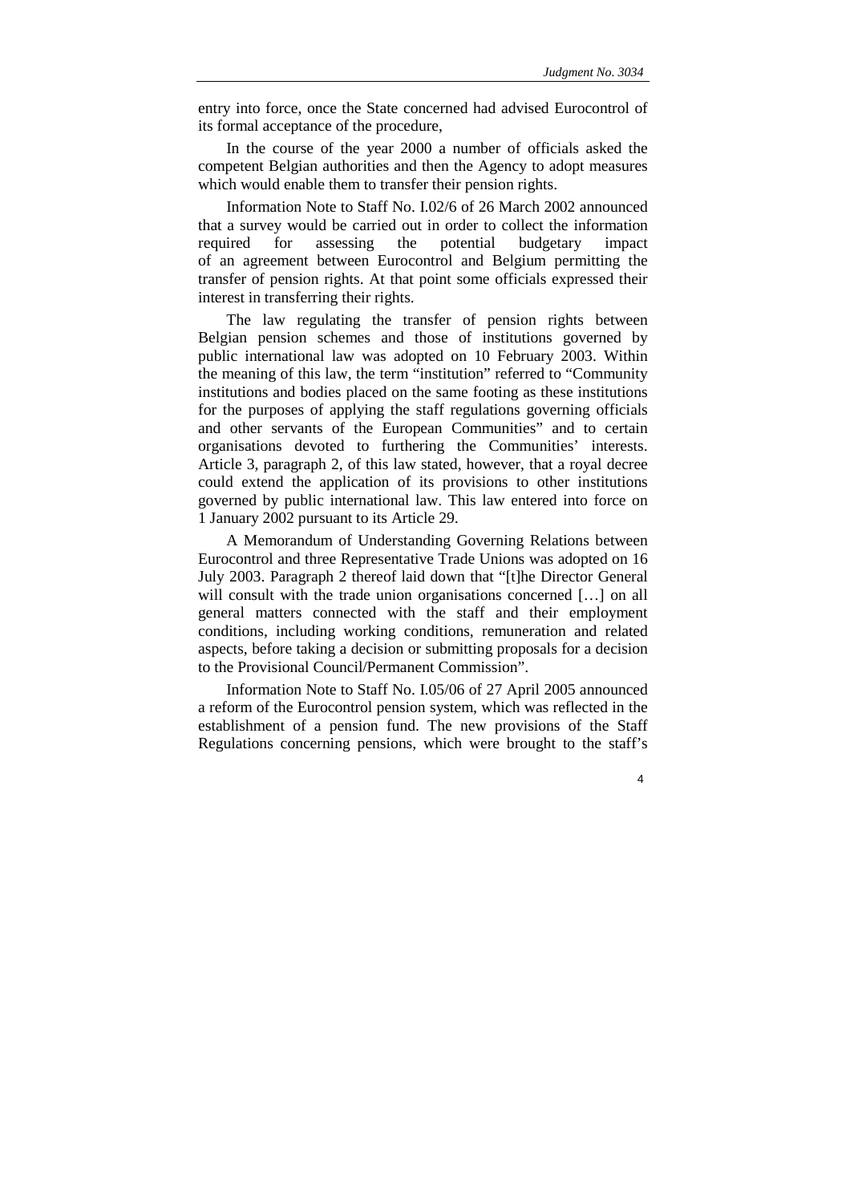entry into force, once the State concerned had advised Eurocontrol of its formal acceptance of the procedure,

In the course of the year 2000 a number of officials asked the competent Belgian authorities and then the Agency to adopt measures which would enable them to transfer their pension rights.

Information Note to Staff No. I.02/6 of 26 March 2002 announced that a survey would be carried out in order to collect the information required for assessing the potential budgetary impact of an agreement between Eurocontrol and Belgium permitting the transfer of pension rights. At that point some officials expressed their interest in transferring their rights.

The law regulating the transfer of pension rights between Belgian pension schemes and those of institutions governed by public international law was adopted on 10 February 2003. Within the meaning of this law, the term "institution" referred to "Community institutions and bodies placed on the same footing as these institutions for the purposes of applying the staff regulations governing officials and other servants of the European Communities" and to certain organisations devoted to furthering the Communities' interests. Article 3, paragraph 2, of this law stated, however, that a royal decree could extend the application of its provisions to other institutions governed by public international law. This law entered into force on 1 January 2002 pursuant to its Article 29.

A Memorandum of Understanding Governing Relations between Eurocontrol and three Representative Trade Unions was adopted on 16 July 2003. Paragraph 2 thereof laid down that "[t]he Director General will consult with the trade union organisations concerned […] on all general matters connected with the staff and their employment conditions, including working conditions, remuneration and related aspects, before taking a decision or submitting proposals for a decision to the Provisional Council/Permanent Commission".

Information Note to Staff No. I.05/06 of 27 April 2005 announced a reform of the Eurocontrol pension system, which was reflected in the establishment of a pension fund. The new provisions of the Staff Regulations concerning pensions, which were brought to the staff's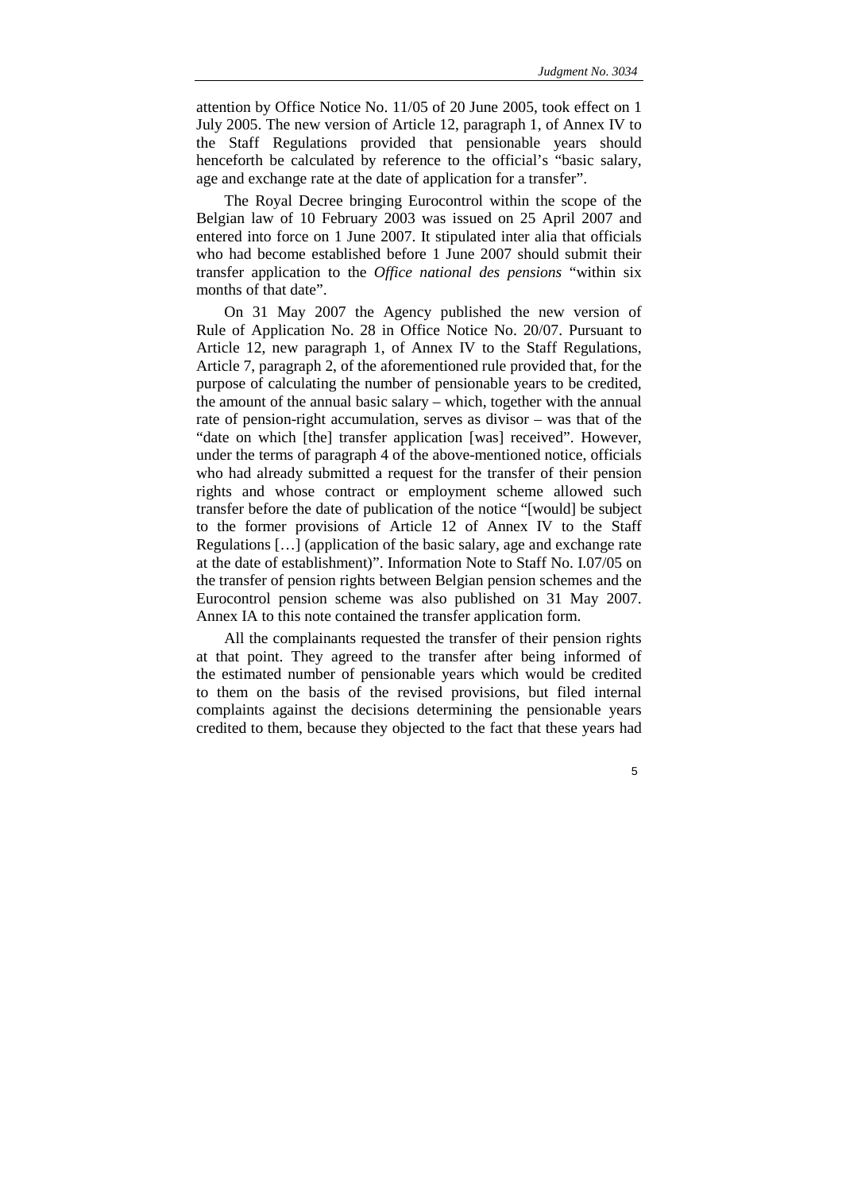attention by Office Notice No. 11/05 of 20 June 2005, took effect on 1 July 2005. The new version of Article 12, paragraph 1, of Annex IV to the Staff Regulations provided that pensionable years should henceforth be calculated by reference to the official's "basic salary, age and exchange rate at the date of application for a transfer".

The Royal Decree bringing Eurocontrol within the scope of the Belgian law of 10 February 2003 was issued on 25 April 2007 and entered into force on 1 June 2007. It stipulated inter alia that officials who had become established before 1 June 2007 should submit their transfer application to the *Office national des pensions* "within six months of that date".

On 31 May 2007 the Agency published the new version of Rule of Application No. 28 in Office Notice No. 20/07. Pursuant to Article 12, new paragraph 1, of Annex IV to the Staff Regulations, Article 7, paragraph 2, of the aforementioned rule provided that, for the purpose of calculating the number of pensionable years to be credited, the amount of the annual basic salary – which, together with the annual rate of pension-right accumulation, serves as divisor – was that of the "date on which [the] transfer application [was] received". However, under the terms of paragraph 4 of the above-mentioned notice, officials who had already submitted a request for the transfer of their pension rights and whose contract or employment scheme allowed such transfer before the date of publication of the notice "[would] be subject to the former provisions of Article 12 of Annex IV to the Staff Regulations […] (application of the basic salary, age and exchange rate at the date of establishment)". Information Note to Staff No. I.07/05 on the transfer of pension rights between Belgian pension schemes and the Eurocontrol pension scheme was also published on 31 May 2007. Annex IA to this note contained the transfer application form.

All the complainants requested the transfer of their pension rights at that point. They agreed to the transfer after being informed of the estimated number of pensionable years which would be credited to them on the basis of the revised provisions, but filed internal complaints against the decisions determining the pensionable years credited to them, because they objected to the fact that these years had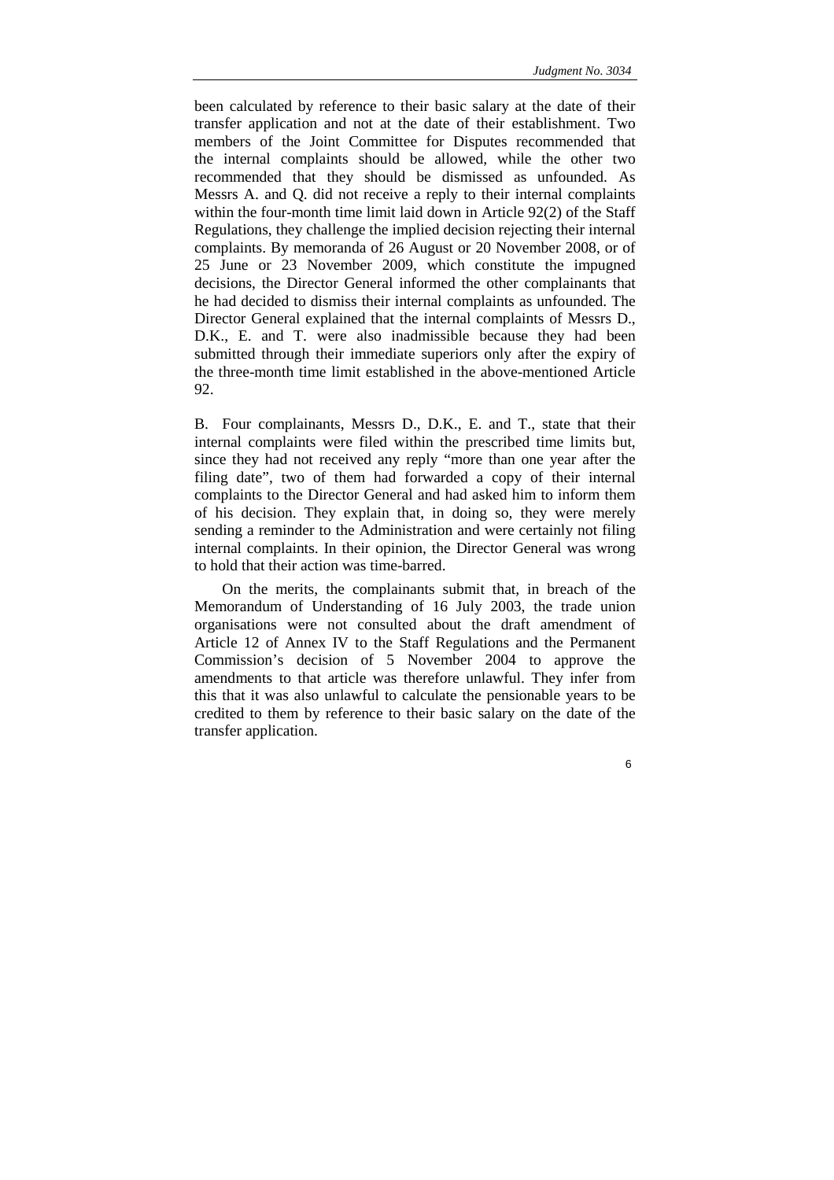been calculated by reference to their basic salary at the date of their transfer application and not at the date of their establishment. Two members of the Joint Committee for Disputes recommended that the internal complaints should be allowed, while the other two recommended that they should be dismissed as unfounded. As Messrs A. and Q. did not receive a reply to their internal complaints within the four-month time limit laid down in Article 92(2) of the Staff Regulations, they challenge the implied decision rejecting their internal complaints. By memoranda of 26 August or 20 November 2008, or of 25 June or 23 November 2009, which constitute the impugned decisions, the Director General informed the other complainants that he had decided to dismiss their internal complaints as unfounded. The Director General explained that the internal complaints of Messrs D., D.K., E. and T. were also inadmissible because they had been submitted through their immediate superiors only after the expiry of the three-month time limit established in the above-mentioned Article 92.

B. Four complainants, Messrs D., D.K., E. and T., state that their internal complaints were filed within the prescribed time limits but, since they had not received any reply "more than one year after the filing date", two of them had forwarded a copy of their internal complaints to the Director General and had asked him to inform them of his decision. They explain that, in doing so, they were merely sending a reminder to the Administration and were certainly not filing internal complaints. In their opinion, the Director General was wrong to hold that their action was time-barred.

On the merits, the complainants submit that, in breach of the Memorandum of Understanding of 16 July 2003, the trade union organisations were not consulted about the draft amendment of Article 12 of Annex IV to the Staff Regulations and the Permanent Commission's decision of 5 November 2004 to approve the amendments to that article was therefore unlawful. They infer from this that it was also unlawful to calculate the pensionable years to be credited to them by reference to their basic salary on the date of the transfer application.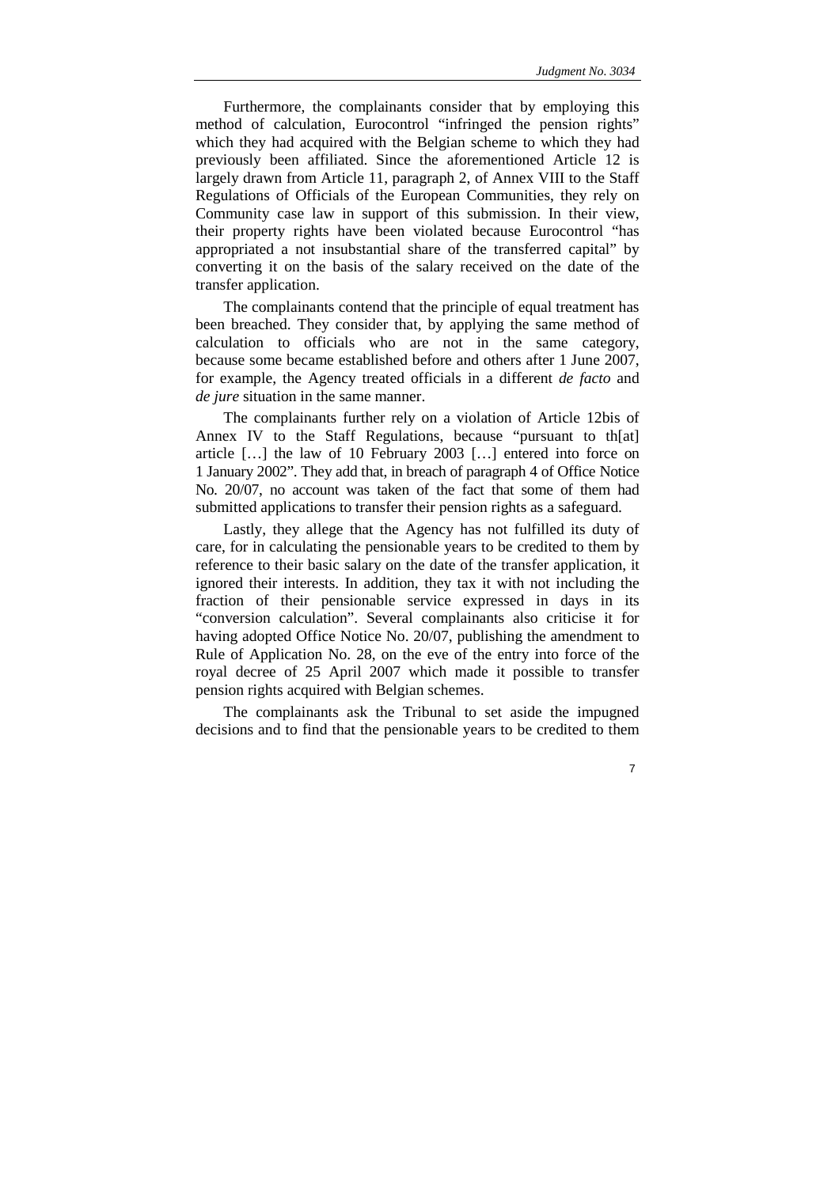Furthermore, the complainants consider that by employing this method of calculation, Eurocontrol "infringed the pension rights" which they had acquired with the Belgian scheme to which they had previously been affiliated. Since the aforementioned Article 12 is largely drawn from Article 11, paragraph 2, of Annex VIII to the Staff Regulations of Officials of the European Communities, they rely on Community case law in support of this submission. In their view, their property rights have been violated because Eurocontrol "has appropriated a not insubstantial share of the transferred capital" by converting it on the basis of the salary received on the date of the transfer application.

The complainants contend that the principle of equal treatment has been breached. They consider that, by applying the same method of calculation to officials who are not in the same category, because some became established before and others after 1 June 2007, for example, the Agency treated officials in a different *de facto* and *de jure* situation in the same manner.

The complainants further rely on a violation of Article 12bis of Annex IV to the Staff Regulations, because "pursuant to th[at] article […] the law of 10 February 2003 […] entered into force on 1 January 2002". They add that, in breach of paragraph 4 of Office Notice No. 20/07, no account was taken of the fact that some of them had submitted applications to transfer their pension rights as a safeguard.

Lastly, they allege that the Agency has not fulfilled its duty of care, for in calculating the pensionable years to be credited to them by reference to their basic salary on the date of the transfer application, it ignored their interests. In addition, they tax it with not including the fraction of their pensionable service expressed in days in its "conversion calculation". Several complainants also criticise it for having adopted Office Notice No. 20/07, publishing the amendment to Rule of Application No. 28, on the eve of the entry into force of the royal decree of 25 April 2007 which made it possible to transfer pension rights acquired with Belgian schemes.

The complainants ask the Tribunal to set aside the impugned decisions and to find that the pensionable years to be credited to them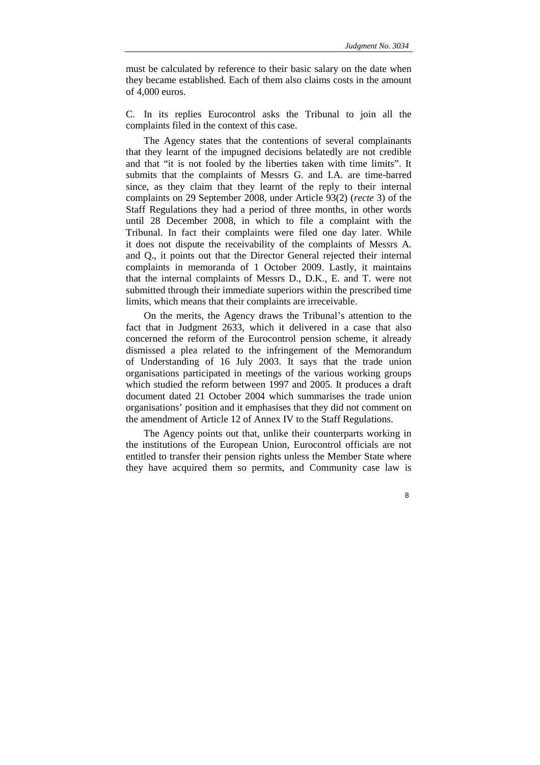must be calculated by reference to their basic salary on the date when they became established. Each of them also claims costs in the amount of 4,000 euros.

C. In its replies Eurocontrol asks the Tribunal to join all the complaints filed in the context of this case.

The Agency states that the contentions of several complainants that they learnt of the impugned decisions belatedly are not credible and that "it is not fooled by the liberties taken with time limits". It submits that the complaints of Messrs G. and I.A. are time-barred since, as they claim that they learnt of the reply to their internal complaints on 29 September 2008, under Article 93(2) (*recte* 3) of the Staff Regulations they had a period of three months, in other words until 28 December 2008, in which to file a complaint with the Tribunal. In fact their complaints were filed one day later. While it does not dispute the receivability of the complaints of Messrs A. and Q., it points out that the Director General rejected their internal complaints in memoranda of 1 October 2009. Lastly, it maintains that the internal complaints of Messrs D., D.K., E. and T. were not submitted through their immediate superiors within the prescribed time limits, which means that their complaints are irreceivable.

On the merits, the Agency draws the Tribunal's attention to the fact that in Judgment 2633, which it delivered in a case that also concerned the reform of the Eurocontrol pension scheme, it already dismissed a plea related to the infringement of the Memorandum of Understanding of 16 July 2003. It says that the trade union organisations participated in meetings of the various working groups which studied the reform between 1997 and 2005. It produces a draft document dated 21 October 2004 which summarises the trade union organisations' position and it emphasises that they did not comment on the amendment of Article 12 of Annex IV to the Staff Regulations.

The Agency points out that, unlike their counterparts working in the institutions of the European Union, Eurocontrol officials are not entitled to transfer their pension rights unless the Member State where they have acquired them so permits, and Community case law is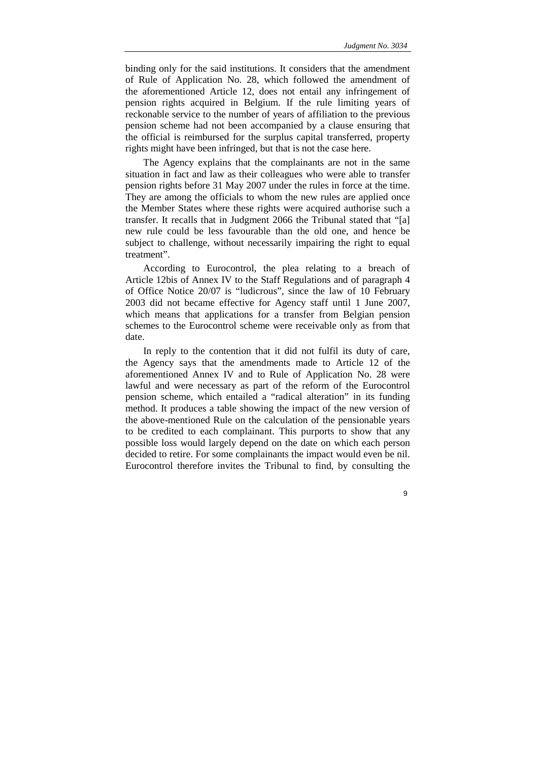binding only for the said institutions. It considers that the amendment of Rule of Application No. 28, which followed the amendment of the aforementioned Article 12, does not entail any infringement of pension rights acquired in Belgium. If the rule limiting years of reckonable service to the number of years of affiliation to the previous pension scheme had not been accompanied by a clause ensuring that the official is reimbursed for the surplus capital transferred, property rights might have been infringed, but that is not the case here.

The Agency explains that the complainants are not in the same situation in fact and law as their colleagues who were able to transfer pension rights before 31 May 2007 under the rules in force at the time. They are among the officials to whom the new rules are applied once the Member States where these rights were acquired authorise such a transfer. It recalls that in Judgment 2066 the Tribunal stated that "[a] new rule could be less favourable than the old one, and hence be subject to challenge, without necessarily impairing the right to equal treatment".

According to Eurocontrol, the plea relating to a breach of Article 12bis of Annex IV to the Staff Regulations and of paragraph 4 of Office Notice 20/07 is "ludicrous", since the law of 10 February 2003 did not became effective for Agency staff until 1 June 2007, which means that applications for a transfer from Belgian pension schemes to the Eurocontrol scheme were receivable only as from that date.

In reply to the contention that it did not fulfil its duty of care, the Agency says that the amendments made to Article 12 of the aforementioned Annex IV and to Rule of Application No. 28 were lawful and were necessary as part of the reform of the Eurocontrol pension scheme, which entailed a "radical alteration" in its funding method. It produces a table showing the impact of the new version of the above-mentioned Rule on the calculation of the pensionable years to be credited to each complainant. This purports to show that any possible loss would largely depend on the date on which each person decided to retire. For some complainants the impact would even be nil. Eurocontrol therefore invites the Tribunal to find, by consulting the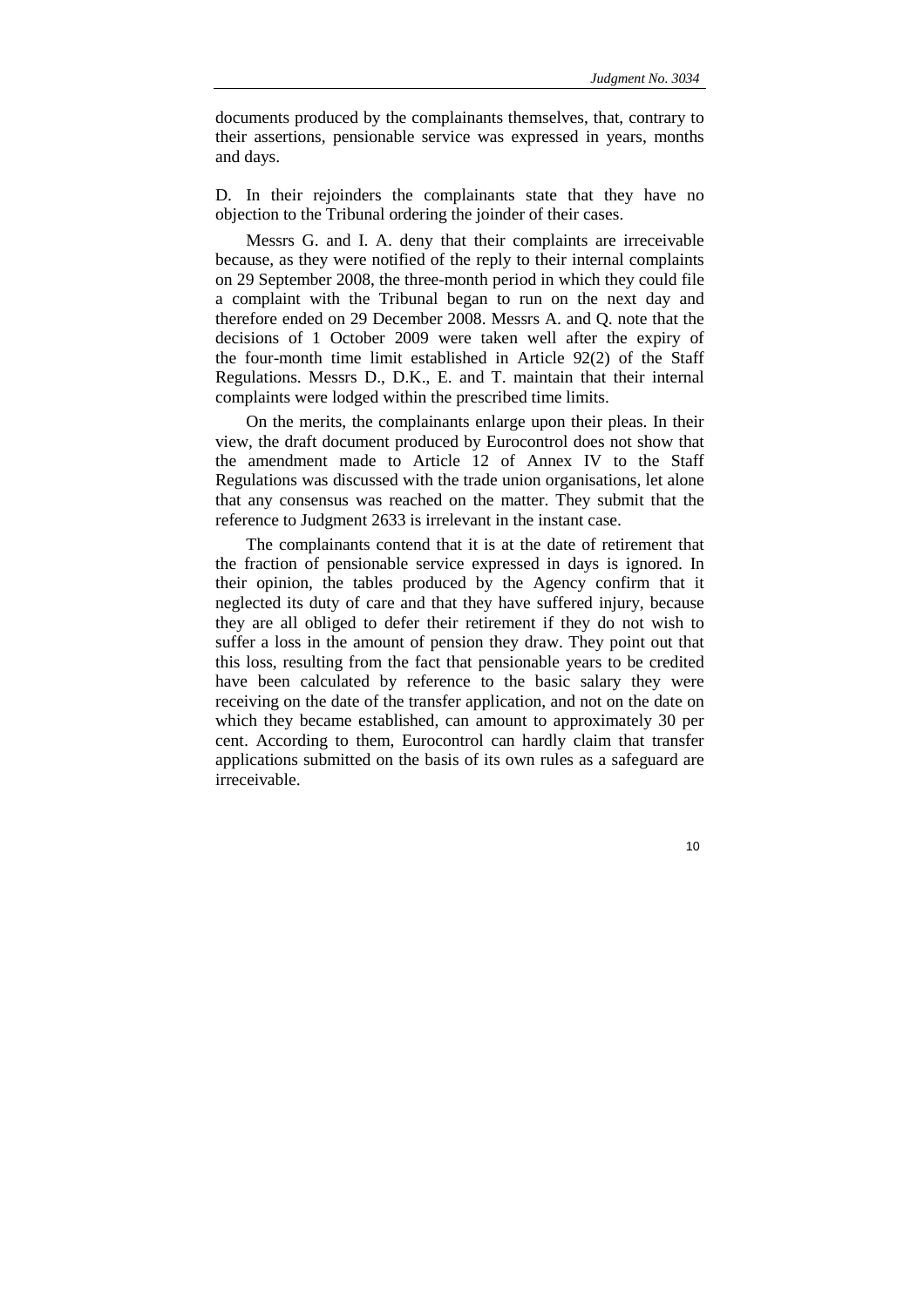documents produced by the complainants themselves, that, contrary to their assertions, pensionable service was expressed in years, months and days.

D. In their rejoinders the complainants state that they have no objection to the Tribunal ordering the joinder of their cases.

Messrs G. and I. A. deny that their complaints are irreceivable because, as they were notified of the reply to their internal complaints on 29 September 2008, the three-month period in which they could file a complaint with the Tribunal began to run on the next day and therefore ended on 29 December 2008. Messrs A. and Q. note that the decisions of 1 October 2009 were taken well after the expiry of the four-month time limit established in Article 92(2) of the Staff Regulations. Messrs D., D.K., E. and T. maintain that their internal complaints were lodged within the prescribed time limits.

On the merits, the complainants enlarge upon their pleas. In their view, the draft document produced by Eurocontrol does not show that the amendment made to Article 12 of Annex IV to the Staff Regulations was discussed with the trade union organisations, let alone that any consensus was reached on the matter. They submit that the reference to Judgment 2633 is irrelevant in the instant case.

The complainants contend that it is at the date of retirement that the fraction of pensionable service expressed in days is ignored. In their opinion, the tables produced by the Agency confirm that it neglected its duty of care and that they have suffered injury, because they are all obliged to defer their retirement if they do not wish to suffer a loss in the amount of pension they draw. They point out that this loss, resulting from the fact that pensionable years to be credited have been calculated by reference to the basic salary they were receiving on the date of the transfer application, and not on the date on which they became established, can amount to approximately 30 per cent. According to them, Eurocontrol can hardly claim that transfer applications submitted on the basis of its own rules as a safeguard are irreceivable.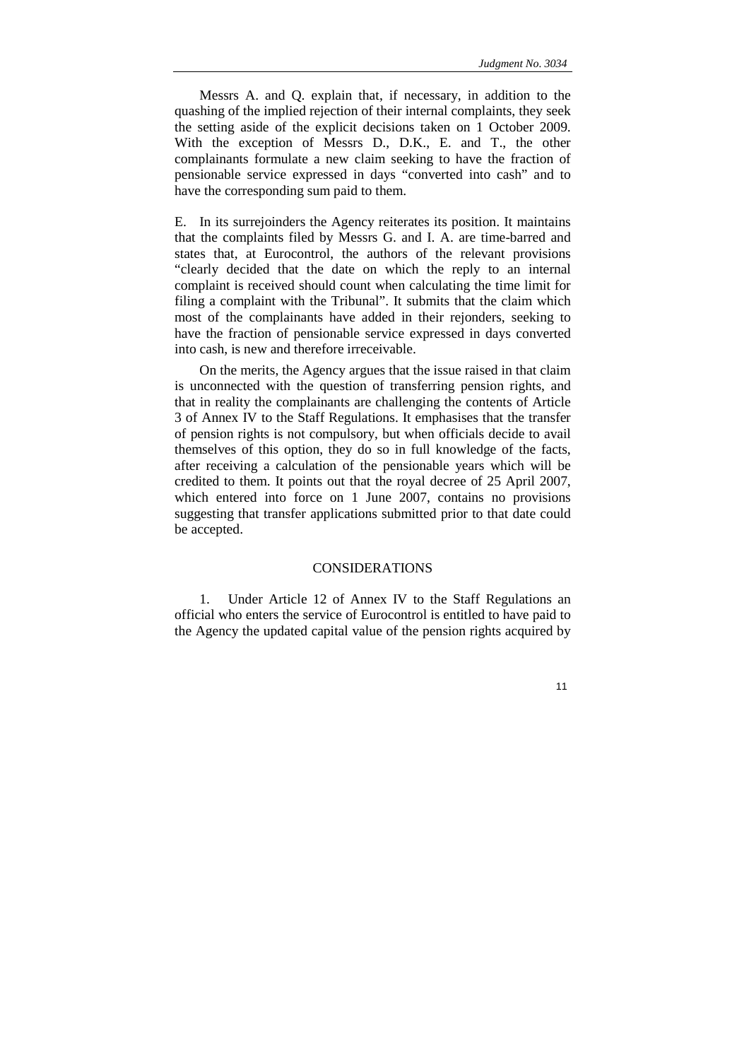Messrs A. and Q. explain that, if necessary, in addition to the quashing of the implied rejection of their internal complaints, they seek the setting aside of the explicit decisions taken on 1 October 2009. With the exception of Messrs D., D.K., E. and T., the other complainants formulate a new claim seeking to have the fraction of pensionable service expressed in days "converted into cash" and to have the corresponding sum paid to them.

E. In its surrejoinders the Agency reiterates its position. It maintains that the complaints filed by Messrs G. and I. A. are time-barred and states that, at Eurocontrol, the authors of the relevant provisions "clearly decided that the date on which the reply to an internal complaint is received should count when calculating the time limit for filing a complaint with the Tribunal". It submits that the claim which most of the complainants have added in their rejoinders, seeking to have the fraction of pensionable service expressed in days converted into cash, is new and therefore irreceivable.

On the merits, the Agency argues that the issue raised in that claim is unconnected with the question of transferring pension rights, and that in reality the complainants are challenging the contents of Article 3 of Annex IV to the Staff Regulations. It emphasises that the transfer of pension rights is not compulsory, but when officials decide to avail themselves of this option, they do so in full knowledge of the facts, after receiving a calculation of the pensionable years which will be credited to them. It points out that the royal decree of 25 April 2007, which entered into force on 1 June 2007, contains no provisions suggesting that transfer applications submitted prior to that date could be accepted.

## CONSIDERATIONS

1. Under Article 12 of Annex IV to the Staff Regulations an official who enters the service of Eurocontrol is entitled to have paid to the Agency the updated capital value of the pension rights acquired by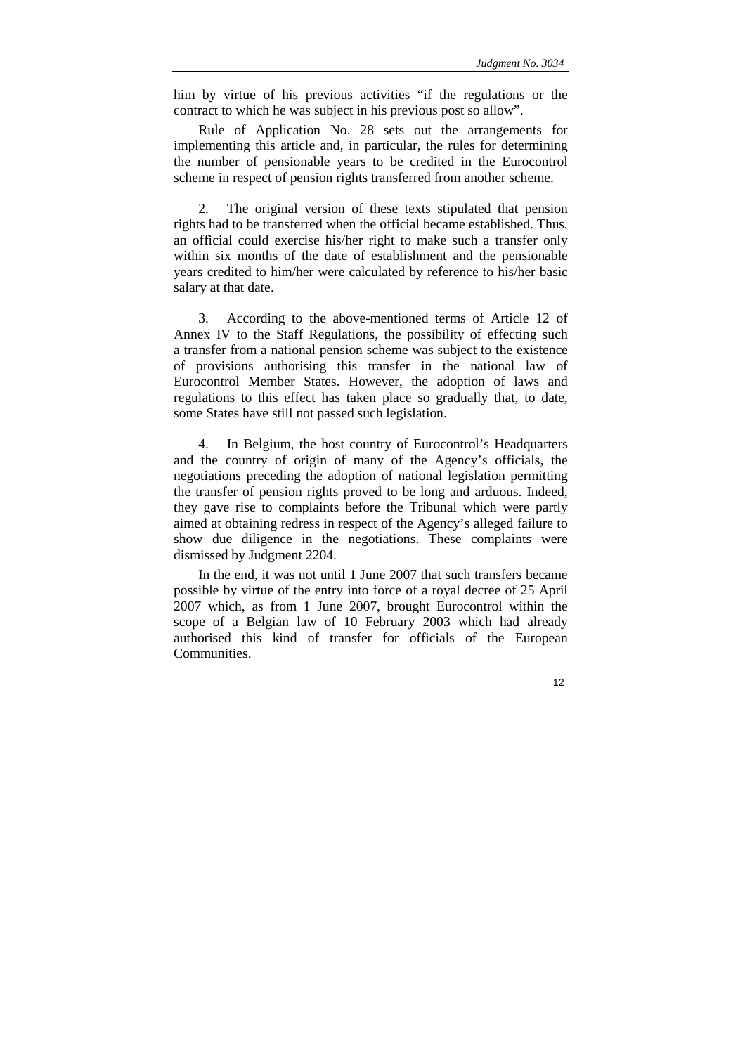him by virtue of his previous activities "if the regulations or the contract to which he was subject in his previous post so allow".

Rule of Application No. 28 sets out the arrangements for implementing this article and, in particular, the rules for determining the number of pensionable years to be credited in the Eurocontrol scheme in respect of pension rights transferred from another scheme.

2. The original version of these texts stipulated that pension rights had to be transferred when the official became established. Thus, an official could exercise his/her right to make such a transfer only within six months of the date of establishment and the pensionable years credited to him/her were calculated by reference to his/her basic salary at that date.

3. According to the above-mentioned terms of Article 12 of Annex IV to the Staff Regulations, the possibility of effecting such a transfer from a national pension scheme was subject to the existence of provisions authorising this transfer in the national law of Eurocontrol Member States. However, the adoption of laws and regulations to this effect has taken place so gradually that, to date, some States have still not passed such legislation.

4. In Belgium, the host country of Eurocontrol's Headquarters and the country of origin of many of the Agency's officials, the negotiations preceding the adoption of national legislation permitting the transfer of pension rights proved to be long and arduous. Indeed, they gave rise to complaints before the Tribunal which were partly aimed at obtaining redress in respect of the Agency's alleged failure to show due diligence in the negotiations. These complaints were dismissed by Judgment 2204.

In the end, it was not until 1 June 2007 that such transfers became possible by virtue of the entry into force of a royal decree of 25 April 2007 which, as from 1 June 2007, brought Eurocontrol within the scope of a Belgian law of 10 February 2003 which had already authorised this kind of transfer for officials of the European Communities.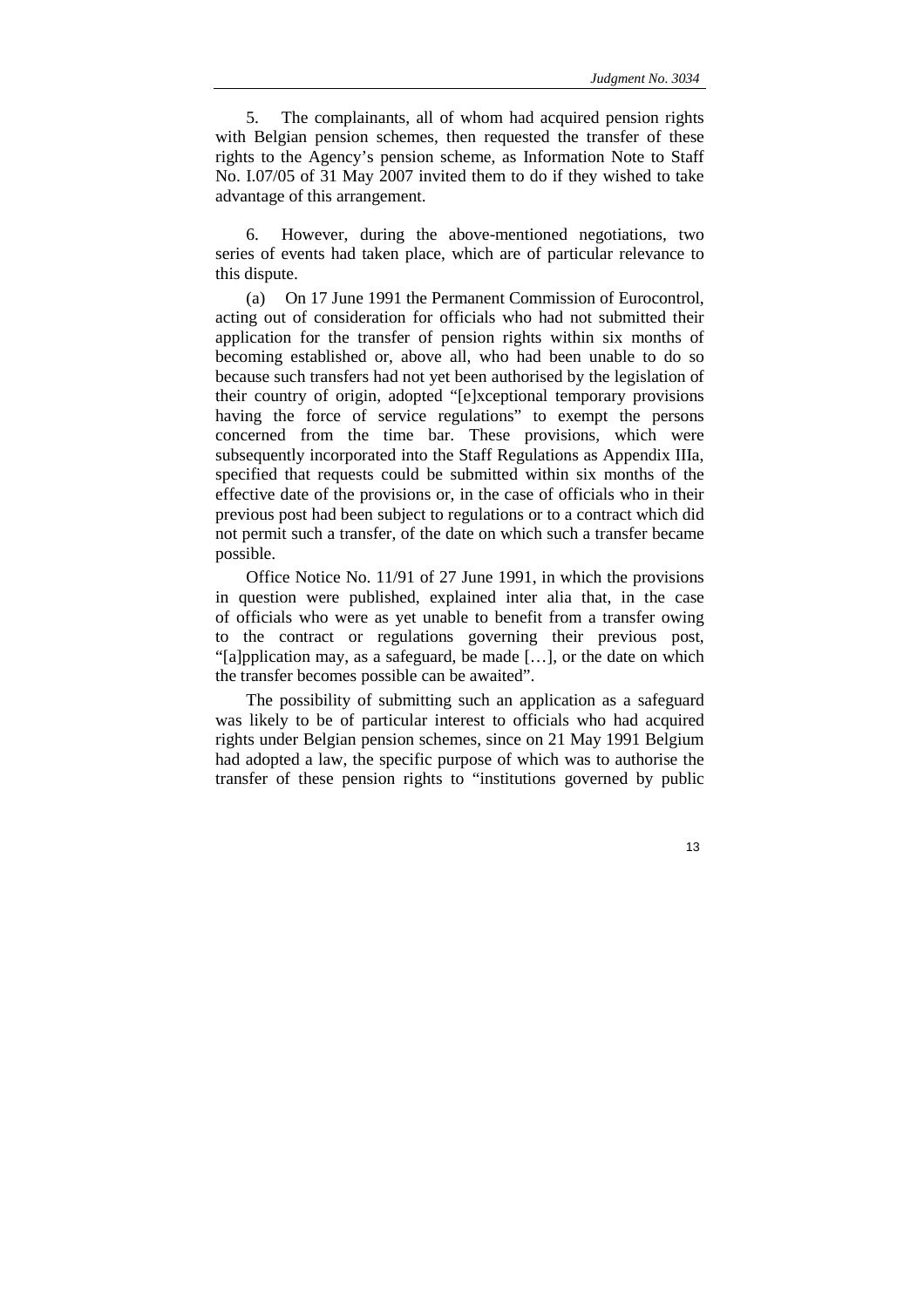5. The complainants, all of whom had acquired pension rights with Belgian pension schemes, then requested the transfer of these rights to the Agency's pension scheme, as Information Note to Staff No. I.07/05 of 31 May 2007 invited them to do if they wished to take advantage of this arrangement.

6. However, during the above-mentioned negotiations, two series of events had taken place, which are of particular relevance to this dispute.

(a) On 17 June 1991 the Permanent Commission of Eurocontrol, acting out of consideration for officials who had not submitted their application for the transfer of pension rights within six months of becoming established or, above all, who had been unable to do so because such transfers had not yet been authorised by the legislation of their country of origin, adopted "[e]xceptional temporary provisions having the force of service regulations" to exempt the persons concerned from the time bar. These provisions, which were subsequently incorporated into the Staff Regulations as Appendix IIIa, specified that requests could be submitted within six months of the effective date of the provisions or, in the case of officials who in their previous post had been subject to regulations or to a contract which did not permit such a transfer, of the date on which such a transfer became possible.

Office Notice No. 11/91 of 27 June 1991, in which the provisions in question were published, explained inter alia that, in the case of officials who were as yet unable to benefit from a transfer owing to the contract or regulations governing their previous post, "[a]pplication may, as a safeguard, be made […], or the date on which the transfer becomes possible can be awaited".

The possibility of submitting such an application as a safeguard was likely to be of particular interest to officials who had acquired rights under Belgian pension schemes, since on 21 May 1991 Belgium had adopted a law, the specific purpose of which was to authorise the transfer of these pension rights to "institutions governed by public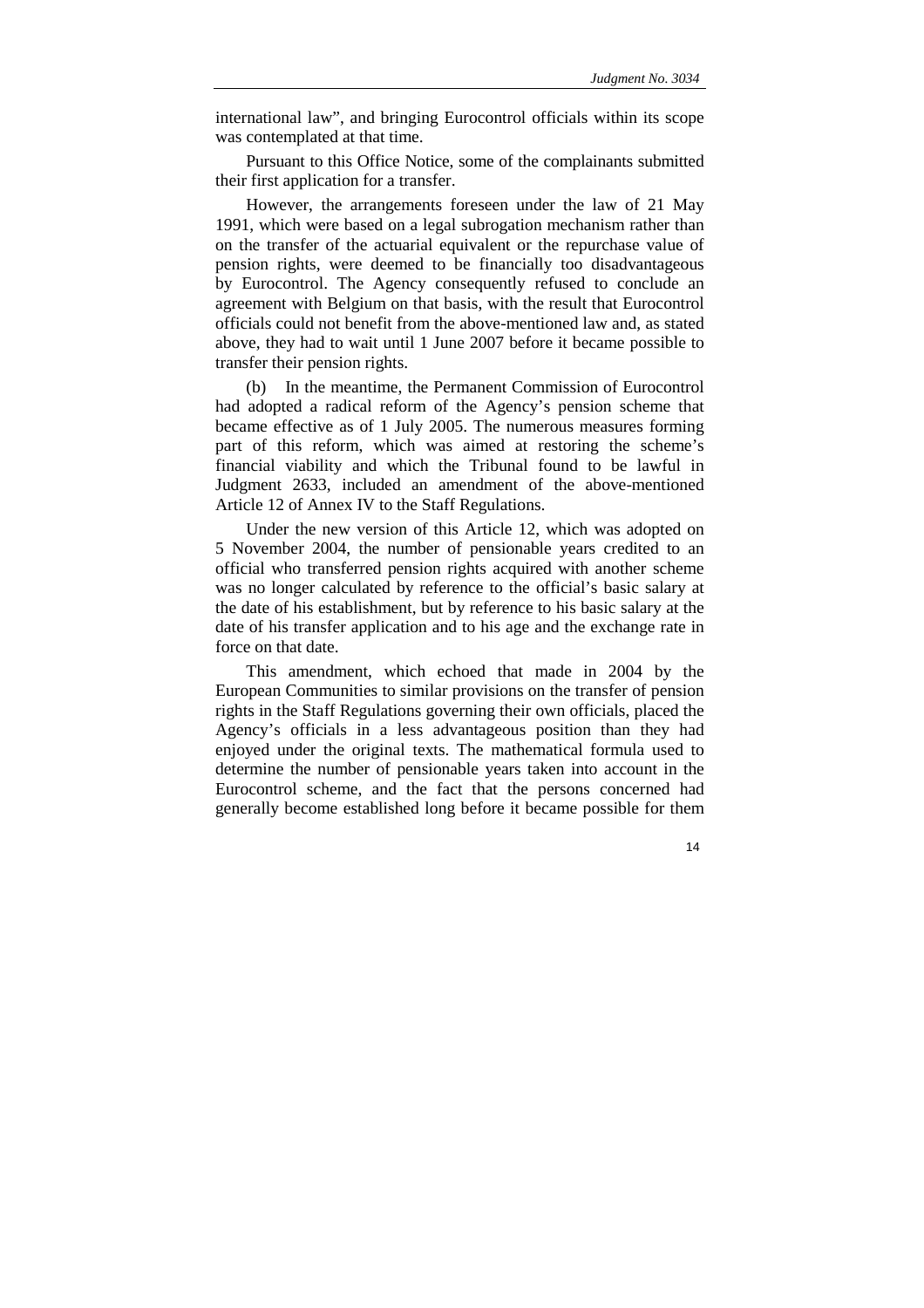international law", and bringing Eurocontrol officials within its scope was contemplated at that time.

Pursuant to this Office Notice, some of the complainants submitted their first application for a transfer.

However, the arrangements foreseen under the law of 21 May 1991, which were based on a legal subrogation mechanism rather than on the transfer of the actuarial equivalent or the repurchase value of pension rights, were deemed to be financially too disadvantageous by Eurocontrol. The Agency consequently refused to conclude an agreement with Belgium on that basis, with the result that Eurocontrol officials could not benefit from the above-mentioned law and, as stated above, they had to wait until 1 June 2007 before it became possible to transfer their pension rights.

(b) In the meantime, the Permanent Commission of Eurocontrol had adopted a radical reform of the Agency's pension scheme that became effective as of 1 July 2005. The numerous measures forming part of this reform, which was aimed at restoring the scheme's financial viability and which the Tribunal found to be lawful in Judgment 2633, included an amendment of the above-mentioned Article 12 of Annex IV to the Staff Regulations.

Under the new version of this Article 12, which was adopted on 5 November 2004, the number of pensionable years credited to an official who transferred pension rights acquired with another scheme was no longer calculated by reference to the official's basic salary at the date of his establishment, but by reference to his basic salary at the date of his transfer application and to his age and the exchange rate in force on that date.

This amendment, which echoed that made in 2004 by the European Communities to similar provisions on the transfer of pension rights in the Staff Regulations governing their own officials, placed the Agency's officials in a less advantageous position than they had enjoyed under the original texts. The mathematical formula used to determine the number of pensionable years taken into account in the Eurocontrol scheme, and the fact that the persons concerned had generally become established long before it became possible for them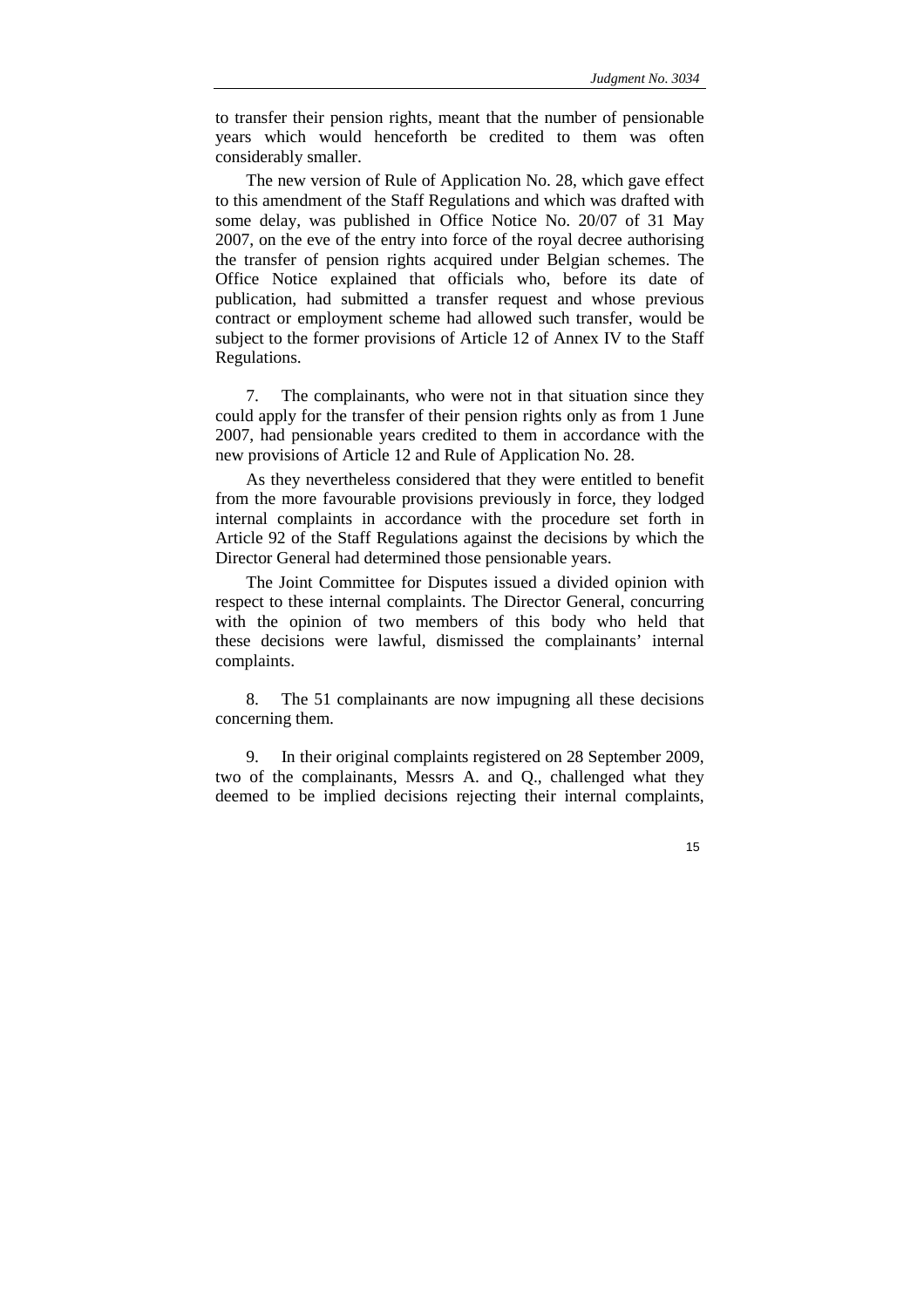to transfer their pension rights, meant that the number of pensionable years which would henceforth be credited to them was often considerably smaller.

The new version of Rule of Application No. 28, which gave effect to this amendment of the Staff Regulations and which was drafted with some delay, was published in Office Notice No. 20/07 of 31 May 2007, on the eve of the entry into force of the royal decree authorising the transfer of pension rights acquired under Belgian schemes. The Office Notice explained that officials who, before its date of publication, had submitted a transfer request and whose previous contract or employment scheme had allowed such transfer, would be subject to the former provisions of Article 12 of Annex IV to the Staff Regulations.

7. The complainants, who were not in that situation since they could apply for the transfer of their pension rights only as from 1 June 2007, had pensionable years credited to them in accordance with the new provisions of Article 12 and Rule of Application No. 28.

As they nevertheless considered that they were entitled to benefit from the more favourable provisions previously in force, they lodged internal complaints in accordance with the procedure set forth in Article 92 of the Staff Regulations against the decisions by which the Director General had determined those pensionable years.

The Joint Committee for Disputes issued a divided opinion with respect to these internal complaints. The Director General, concurring with the opinion of two members of this body who held that these decisions were lawful, dismissed the complainants' internal complaints.

8. The 51 complainants are now impugning all these decisions concerning them.

9. In their original complaints registered on 28 September 2009, two of the complainants, Messrs A. and Q., challenged what they deemed to be implied decisions rejecting their internal complaints,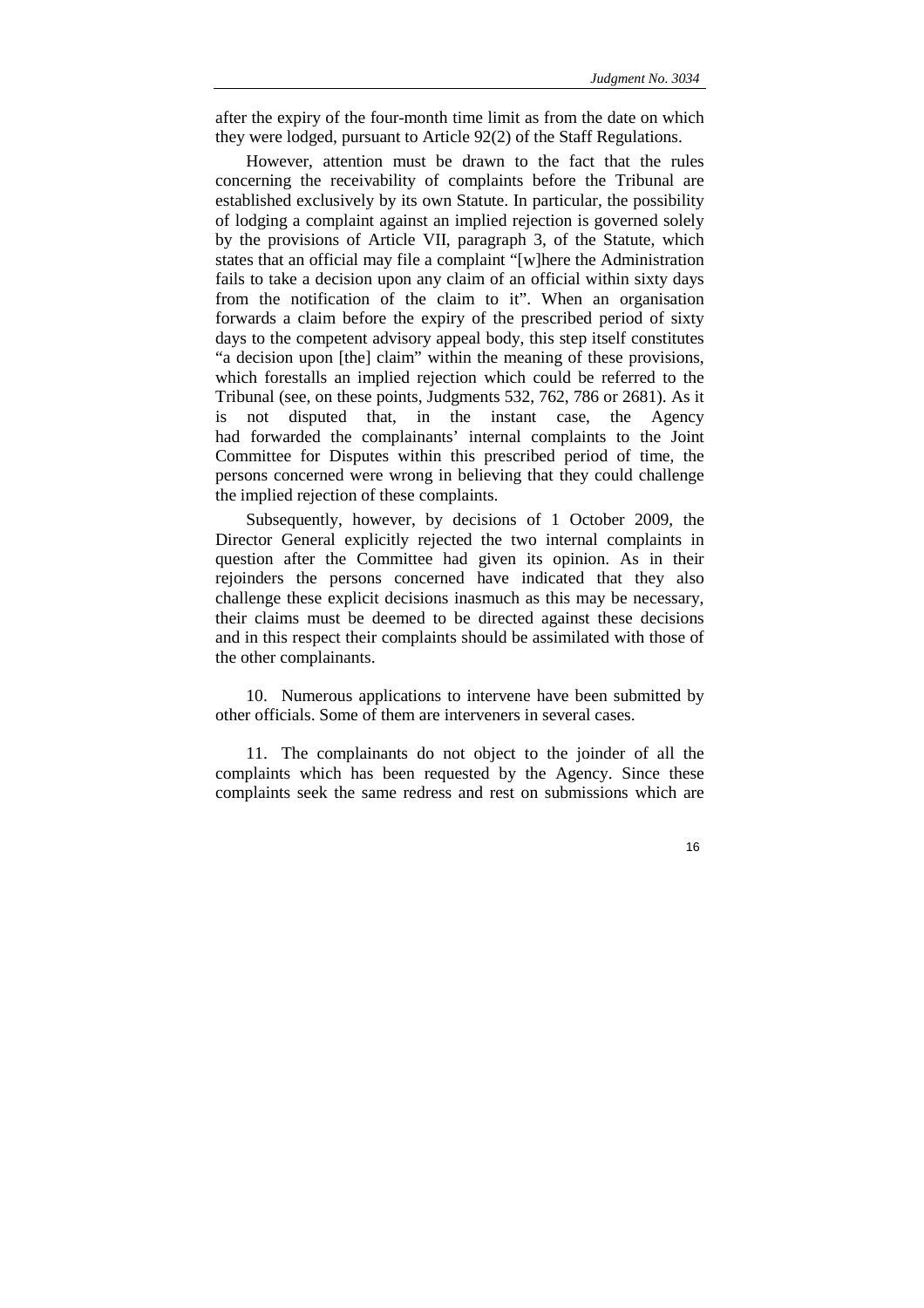after the expiry of the four-month time limit as from the date on which they were lodged, pursuant to Article 92(2) of the Staff Regulations.

However, attention must be drawn to the fact that the rules concerning the receivability of complaints before the Tribunal are established exclusively by its own Statute. In particular, the possibility of lodging a complaint against an implied rejection is governed solely by the provisions of Article VII, paragraph 3, of the Statute, which states that an official may file a complaint "[w]here the Administration fails to take a decision upon any claim of an official within sixty days from the notification of the claim to it". When an organisation forwards a claim before the expiry of the prescribed period of sixty days to the competent advisory appeal body, this step itself constitutes "a decision upon [the] claim" within the meaning of these provisions, which forestalls an implied rejection which could be referred to the Tribunal (see, on these points, Judgments 532, 762, 786 or 2681). As it is not disputed that, in the instant case, the Agency had forwarded the complainants' internal complaints to the Joint Committee for Disputes within this prescribed period of time, the persons concerned were wrong in believing that they could challenge the implied rejection of these complaints.

Subsequently, however, by decisions of 1 October 2009, the Director General explicitly rejected the two internal complaints in question after the Committee had given its opinion. As in their rejoinders the persons concerned have indicated that they also challenge these explicit decisions inasmuch as this may be necessary, their claims must be deemed to be directed against these decisions and in this respect their complaints should be assimilated with those of the other complainants.

10. Numerous applications to intervene have been submitted by other officials. Some of them are interveners in several cases.

11. The complainants do not object to the joinder of all the complaints which has been requested by the Agency. Since these complaints seek the same redress and rest on submissions which are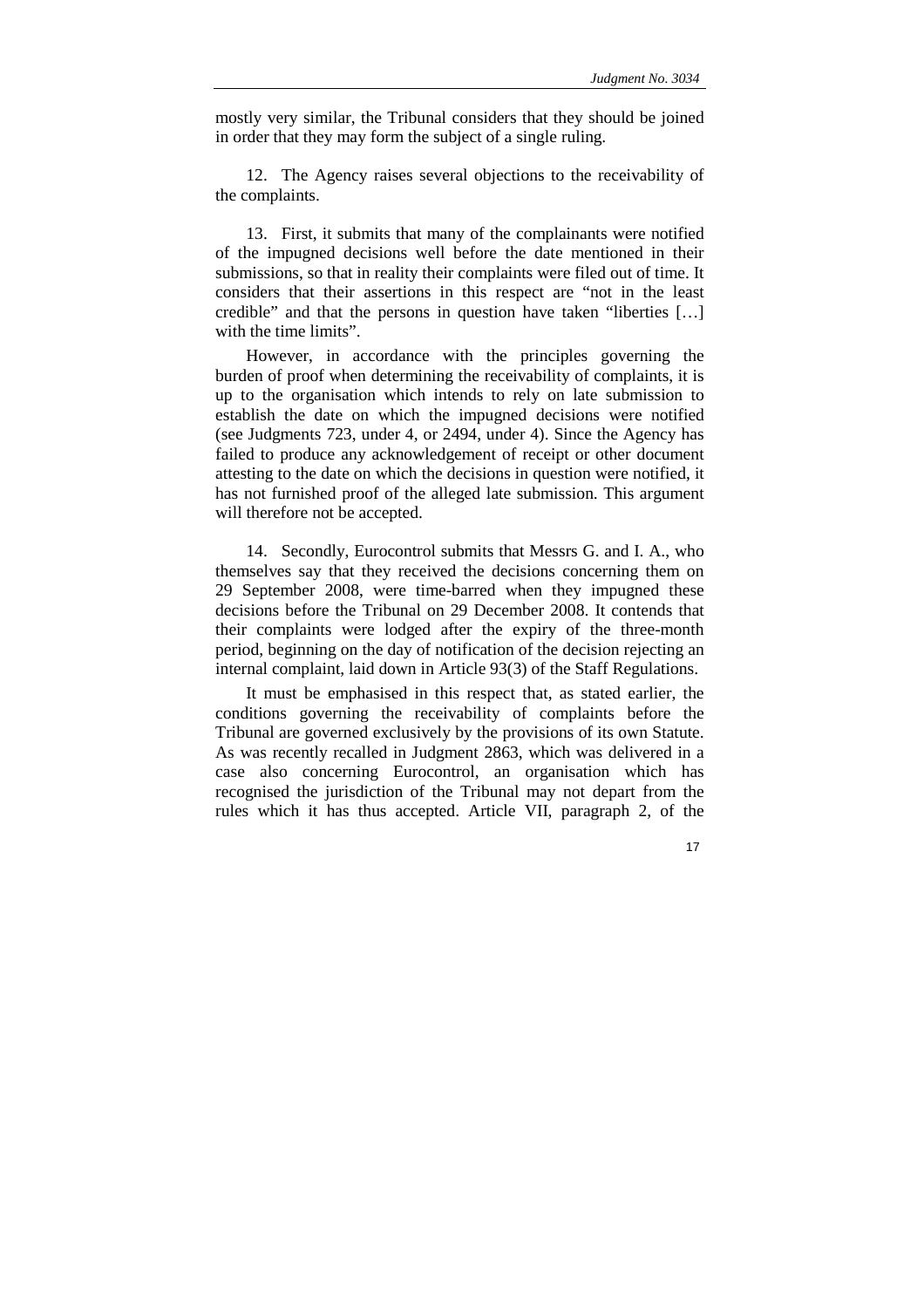mostly very similar, the Tribunal considers that they should be joined in order that they may form the subject of a single ruling.

12. The Agency raises several objections to the receivability of the complaints.

13. First, it submits that many of the complainants were notified of the impugned decisions well before the date mentioned in their submissions, so that in reality their complaints were filed out of time. It considers that their assertions in this respect are "not in the least credible" and that the persons in question have taken "liberties […] with the time limits".

However, in accordance with the principles governing the burden of proof when determining the receivability of complaints, it is up to the organisation which intends to rely on late submission to establish the date on which the impugned decisions were notified (see Judgments 723, under 4, or 2494, under 4). Since the Agency has failed to produce any acknowledgement of receipt or other document attesting to the date on which the decisions in question were notified, it has not furnished proof of the alleged late submission. This argument will therefore not be accepted.

14. Secondly, Eurocontrol submits that Messrs G. and I. A., who themselves say that they received the decisions concerning them on 29 September 2008, were time-barred when they impugned these decisions before the Tribunal on 29 December 2008. It contends that their complaints were lodged after the expiry of the three-month period, beginning on the day of notification of the decision rejecting an internal complaint, laid down in Article 93(3) of the Staff Regulations.

It must be emphasised in this respect that, as stated earlier, the conditions governing the receivability of complaints before the Tribunal are governed exclusively by the provisions of its own Statute. As was recently recalled in Judgment 2863, which was delivered in a case also concerning Eurocontrol, an organisation which has recognised the jurisdiction of the Tribunal may not depart from the rules which it has thus accepted. Article VII, paragraph 2, of the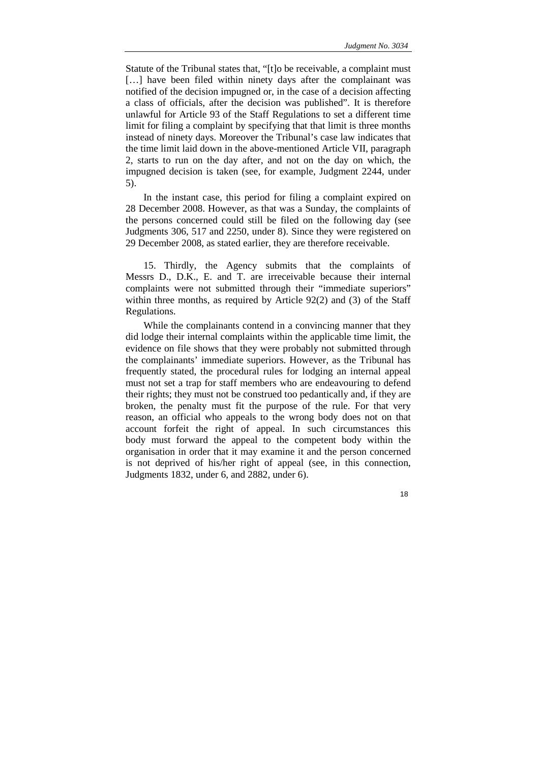Statute of the Tribunal states that, "[t]o be receivable, a complaint must […] have been filed within ninety days after the complainant was notified of the decision impugned or, in the case of a decision affecting a class of officials, after the decision was published". It is therefore unlawful for Article 93 of the Staff Regulations to set a different time limit for filing a complaint by specifying that that limit is three months instead of ninety days. Moreover the Tribunal's case law indicates that the time limit laid down in the above-mentioned Article VII, paragraph 2, starts to run on the day after, and not on the day on which, the impugned decision is taken (see, for example, Judgment 2244, under 5).

In the instant case, this period for filing a complaint expired on 28 December 2008. However, as that was a Sunday, the complaints of the persons concerned could still be filed on the following day (see Judgments 306, 517 and 2250, under 8). Since they were registered on 29 December 2008, as stated earlier, they are therefore receivable.

15. Thirdly, the Agency submits that the complaints of Messrs D., D.K., E. and T. are irreceivable because their internal complaints were not submitted through their "immediate superiors" within three months, as required by Article 92(2) and (3) of the Staff Regulations.

While the complainants contend in a convincing manner that they did lodge their internal complaints within the applicable time limit, the evidence on file shows that they were probably not submitted through the complainants' immediate superiors. However, as the Tribunal has frequently stated, the procedural rules for lodging an internal appeal must not set a trap for staff members who are endeavouring to defend their rights; they must not be construed too pedantically and, if they are broken, the penalty must fit the purpose of the rule. For that very reason, an official who appeals to the wrong body does not on that account forfeit the right of appeal. In such circumstances this body must forward the appeal to the competent body within the organisation in order that it may examine it and the person concerned is not deprived of his/her right of appeal (see, in this connection, Judgments 1832, under 6, and 2882, under 6).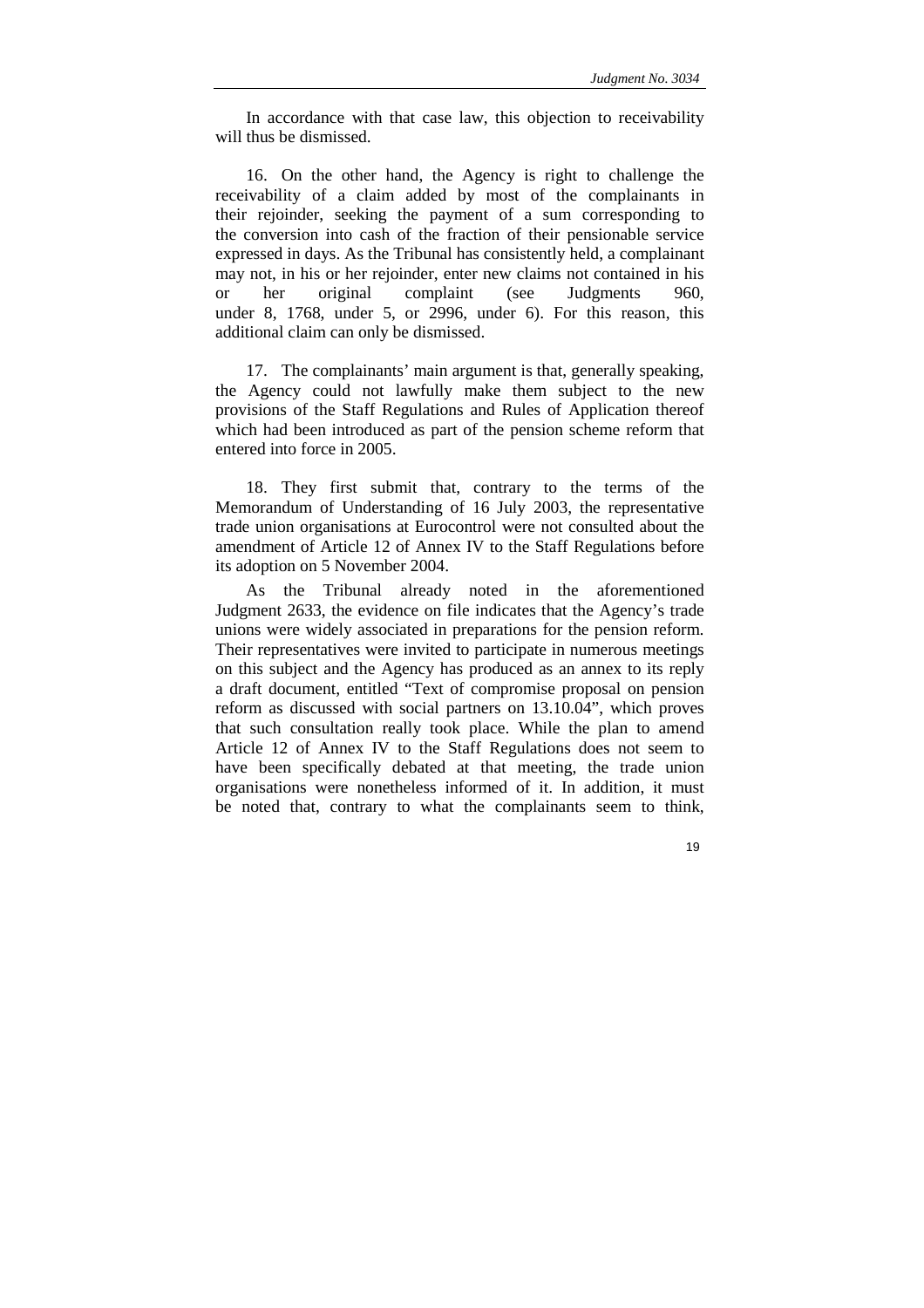In accordance with that case law, this objection to receivability will thus be dismissed.

16. On the other hand, the Agency is right to challenge the receivability of a claim added by most of the complainants in their rejoinder, seeking the payment of a sum corresponding to the conversion into cash of the fraction of their pensionable service expressed in days. As the Tribunal has consistently held, a complainant may not, in his or her rejoinder, enter new claims not contained in his or her original complaint (see Judgments 960, under 8, 1768, under 5, or 2996, under 6). For this reason, this additional claim can only be dismissed.

17. The complainants' main argument is that, generally speaking, the Agency could not lawfully make them subject to the new provisions of the Staff Regulations and Rules of Application thereof which had been introduced as part of the pension scheme reform that entered into force in 2005.

18. They first submit that, contrary to the terms of the Memorandum of Understanding of 16 July 2003, the representative trade union organisations at Eurocontrol were not consulted about the amendment of Article 12 of Annex IV to the Staff Regulations before its adoption on 5 November 2004.

As the Tribunal already noted in the aforementioned Judgment 2633, the evidence on file indicates that the Agency's trade unions were widely associated in preparations for the pension reform. Their representatives were invited to participate in numerous meetings on this subject and the Agency has produced as an annex to its reply a draft document, entitled "Text of compromise proposal on pension reform as discussed with social partners on 13.10.04", which proves that such consultation really took place. While the plan to amend Article 12 of Annex IV to the Staff Regulations does not seem to have been specifically debated at that meeting, the trade union organisations were nonetheless informed of it. In addition, it must be noted that, contrary to what the complainants seem to think,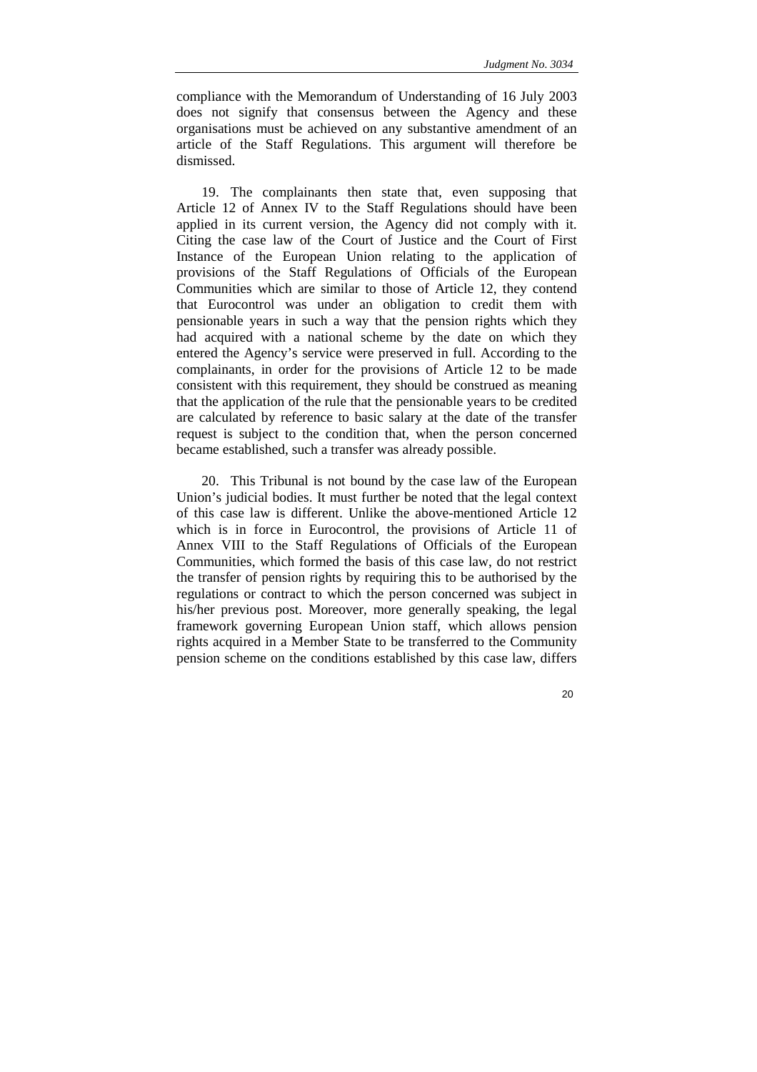compliance with the Memorandum of Understanding of 16 July 2003 does not signify that consensus between the Agency and these organisations must be achieved on any substantive amendment of an article of the Staff Regulations. This argument will therefore be dismissed.

19. The complainants then state that, even supposing that Article 12 of Annex IV to the Staff Regulations should have been applied in its current version, the Agency did not comply with it. Citing the case law of the Court of Justice and the Court of First Instance of the European Union relating to the application of provisions of the Staff Regulations of Officials of the European Communities which are similar to those of Article 12, they contend that Eurocontrol was under an obligation to credit them with pensionable years in such a way that the pension rights which they had acquired with a national scheme by the date on which they entered the Agency's service were preserved in full. According to the complainants, in order for the provisions of Article 12 to be made consistent with this requirement, they should be construed as meaning that the application of the rule that the pensionable years to be credited are calculated by reference to basic salary at the date of the transfer request is subject to the condition that, when the person concerned became established, such a transfer was already possible.

20. This Tribunal is not bound by the case law of the European Union's judicial bodies. It must further be noted that the legal context of this case law is different. Unlike the above-mentioned Article 12 which is in force in Eurocontrol, the provisions of Article 11 of Annex VIII to the Staff Regulations of Officials of the European Communities, which formed the basis of this case law, do not restrict the transfer of pension rights by requiring this to be authorised by the regulations or contract to which the person concerned was subject in his/her previous post. Moreover, more generally speaking, the legal framework governing European Union staff, which allows pension rights acquired in a Member State to be transferred to the Community pension scheme on the conditions established by this case law, differs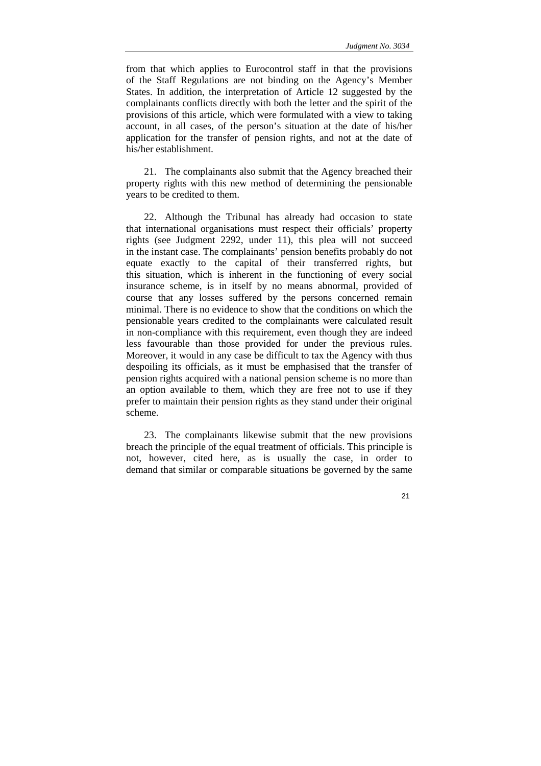from that which applies to Eurocontrol staff in that the provisions of the Staff Regulations are not binding on the Agency's Member States. In addition, the interpretation of Article 12 suggested by the complainants conflicts directly with both the letter and the spirit of the provisions of this article, which were formulated with a view to taking account, in all cases, of the person's situation at the date of his/her application for the transfer of pension rights, and not at the date of his/her establishment.

21. The complainants also submit that the Agency breached their property rights with this new method of determining the pensionable years to be credited to them.

22. Although the Tribunal has already had occasion to state that international organisations must respect their officials' property rights (see Judgment 2292, under 11), this plea will not succeed in the instant case. The complainants' pension benefits probably do not equate exactly to the capital of their transferred rights, but this situation, which is inherent in the functioning of every social insurance scheme, is in itself by no means abnormal, provided of course that any losses suffered by the persons concerned remain minimal. There is no evidence to show that the conditions on which the pensionable years credited to the complainants were calculated result in non-compliance with this requirement, even though they are indeed less favourable than those provided for under the previous rules. Moreover, it would in any case be difficult to tax the Agency with thus despoiling its officials, as it must be emphasised that the transfer of pension rights acquired with a national pension scheme is no more than an option available to them, which they are free not to use if they prefer to maintain their pension rights as they stand under their original scheme.

23. The complainants likewise submit that the new provisions breach the principle of the equal treatment of officials. This principle is not, however, cited here, as is usually the case, in order to demand that similar or comparable situations be governed by the same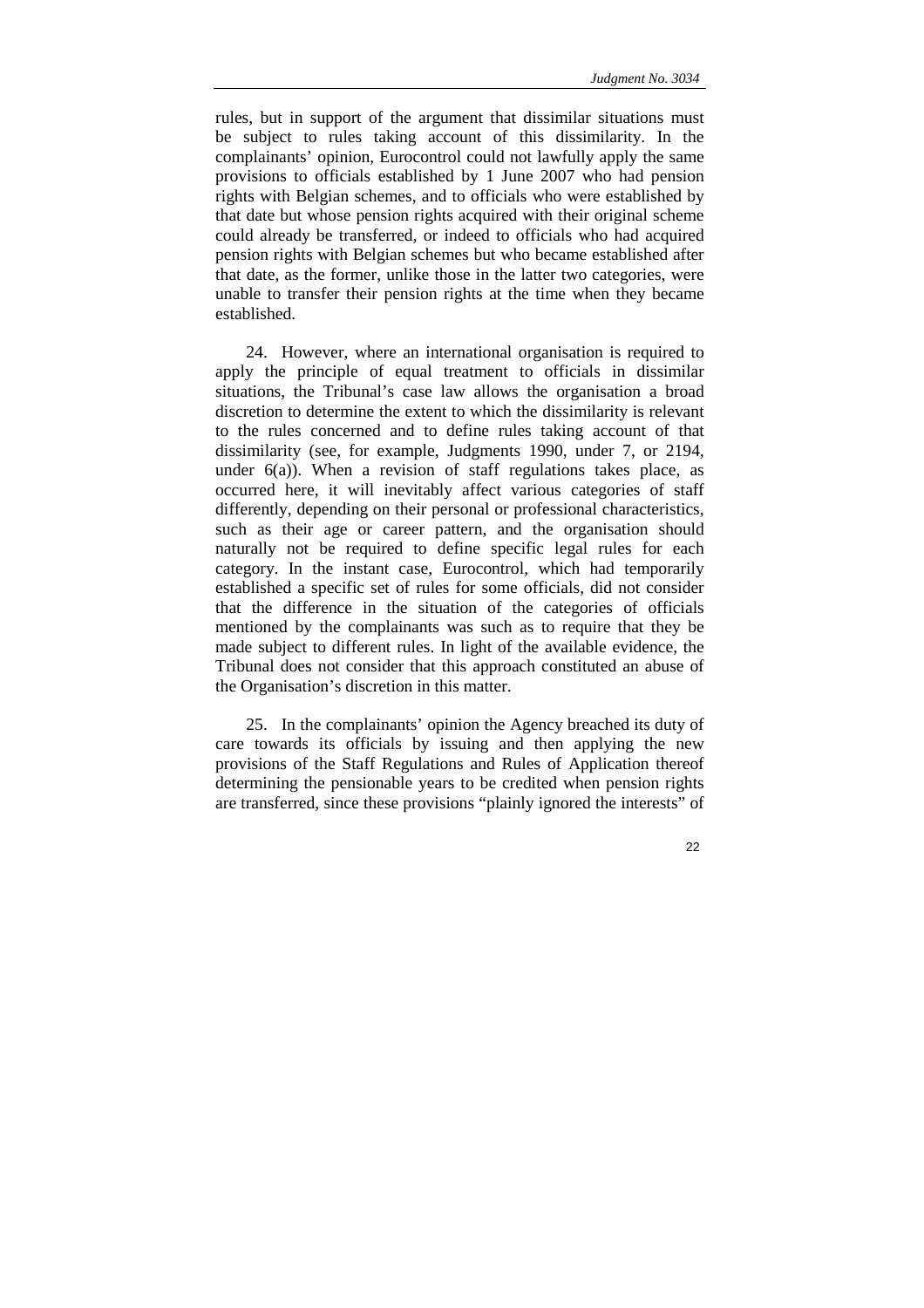rules, but in support of the argument that dissimilar situations must be subject to rules taking account of this dissimilarity. In the complainants' opinion, Eurocontrol could not lawfully apply the same provisions to officials established by 1 June 2007 who had pension rights with Belgian schemes, and to officials who were established by that date but whose pension rights acquired with their original scheme could already be transferred, or indeed to officials who had acquired pension rights with Belgian schemes but who became established after that date, as the former, unlike those in the latter two categories, were unable to transfer their pension rights at the time when they became established.

24. However, where an international organisation is required to apply the principle of equal treatment to officials in dissimilar situations, the Tribunal's case law allows the organisation a broad discretion to determine the extent to which the dissimilarity is relevant to the rules concerned and to define rules taking account of that dissimilarity (see, for example, Judgments 1990, under 7, or 2194, under 6(a)). When a revision of staff regulations takes place, as occurred here, it will inevitably affect various categories of staff differently, depending on their personal or professional characteristics, such as their age or career pattern, and the organisation should naturally not be required to define specific legal rules for each category. In the instant case, Eurocontrol, which had temporarily established a specific set of rules for some officials, did not consider that the difference in the situation of the categories of officials mentioned by the complainants was such as to require that they be made subject to different rules. In light of the available evidence, the Tribunal does not consider that this approach constituted an abuse of the Organisation's discretion in this matter.

25. In the complainants' opinion the Agency breached its duty of care towards its officials by issuing and then applying the new provisions of the Staff Regulations and Rules of Application thereof determining the pensionable years to be credited when pension rights are transferred, since these provisions "plainly ignored the interests" of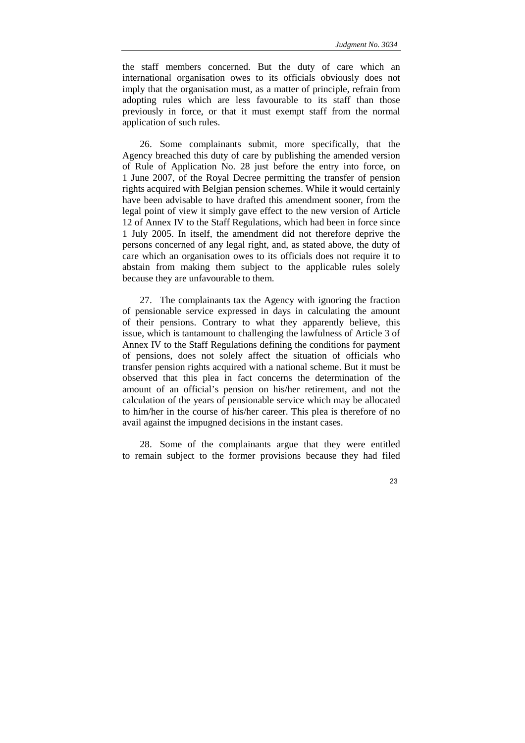the staff members concerned. But the duty of care which an international organisation owes to its officials obviously does not imply that the organisation must, as a matter of principle, refrain from adopting rules which are less favourable to its staff than those previously in force, or that it must exempt staff from the normal application of such rules.

26. Some complainants submit, more specifically, that the Agency breached this duty of care by publishing the amended version of Rule of Application No. 28 just before the entry into force, on 1 June 2007, of the Royal Decree permitting the transfer of pension rights acquired with Belgian pension schemes. While it would certainly have been advisable to have drafted this amendment sooner, from the legal point of view it simply gave effect to the new version of Article 12 of Annex IV to the Staff Regulations, which had been in force since 1 July 2005. In itself, the amendment did not therefore deprive the persons concerned of any legal right, and, as stated above, the duty of care which an organisation owes to its officials does not require it to abstain from making them subject to the applicable rules solely because they are unfavourable to them.

27. The complainants tax the Agency with ignoring the fraction of pensionable service expressed in days in calculating the amount of their pensions. Contrary to what they apparently believe, this issue, which is tantamount to challenging the lawfulness of Article 3 of Annex IV to the Staff Regulations defining the conditions for payment of pensions, does not solely affect the situation of officials who transfer pension rights acquired with a national scheme. But it must be observed that this plea in fact concerns the determination of the amount of an official's pension on his/her retirement, and not the calculation of the years of pensionable service which may be allocated to him/her in the course of his/her career. This plea is therefore of no avail against the impugned decisions in the instant cases.

28. Some of the complainants argue that they were entitled to remain subject to the former provisions because they had filed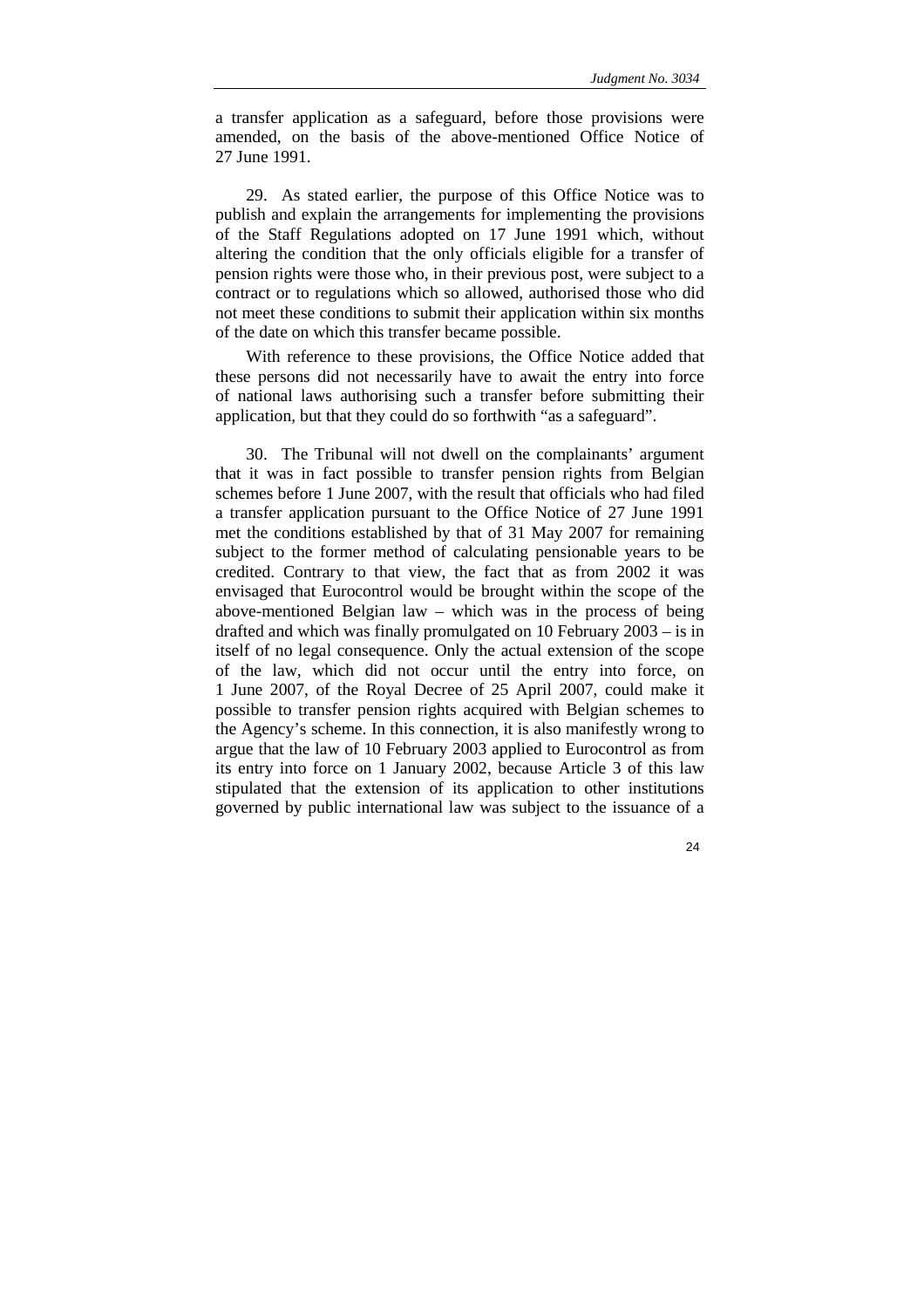a transfer application as a safeguard, before those provisions were amended, on the basis of the above-mentioned Office Notice of 27 June 1991.

29. As stated earlier, the purpose of this Office Notice was to publish and explain the arrangements for implementing the provisions of the Staff Regulations adopted on 17 June 1991 which, without altering the condition that the only officials eligible for a transfer of pension rights were those who, in their previous post, were subject to a contract or to regulations which so allowed, authorised those who did not meet these conditions to submit their application within six months of the date on which this transfer became possible.

With reference to these provisions, the Office Notice added that these persons did not necessarily have to await the entry into force of national laws authorising such a transfer before submitting their application, but that they could do so forthwith "as a safeguard".

30. The Tribunal will not dwell on the complainants' argument that it was in fact possible to transfer pension rights from Belgian schemes before 1 June 2007, with the result that officials who had filed a transfer application pursuant to the Office Notice of 27 June 1991 met the conditions established by that of 31 May 2007 for remaining subject to the former method of calculating pensionable years to be credited. Contrary to that view, the fact that as from 2002 it was envisaged that Eurocontrol would be brought within the scope of the above-mentioned Belgian law – which was in the process of being drafted and which was finally promulgated on 10 February 2003 – is in itself of no legal consequence. Only the actual extension of the scope of the law, which did not occur until the entry into force, on 1 June 2007, of the Royal Decree of 25 April 2007, could make it possible to transfer pension rights acquired with Belgian schemes to the Agency's scheme. In this connection, it is also manifestly wrong to argue that the law of 10 February 2003 applied to Eurocontrol as from its entry into force on 1 January 2002, because Article 3 of this law stipulated that the extension of its application to other institutions governed by public international law was subject to the issuance of a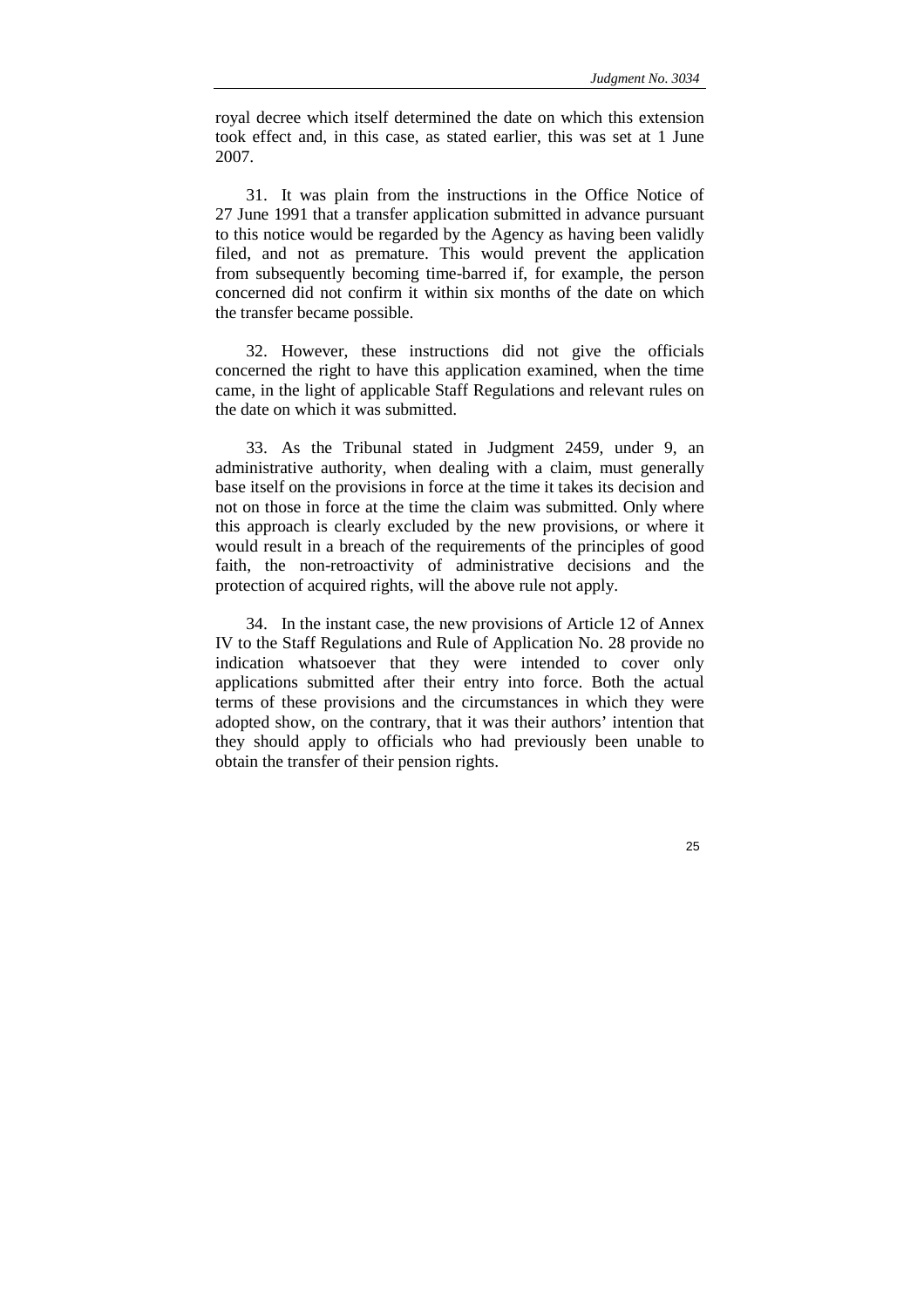royal decree which itself determined the date on which this extension took effect and, in this case, as stated earlier, this was set at 1 June 2007.

31. It was plain from the instructions in the Office Notice of 27 June 1991 that a transfer application submitted in advance pursuant to this notice would be regarded by the Agency as having been validly filed, and not as premature. This would prevent the application from subsequently becoming time-barred if, for example, the person concerned did not confirm it within six months of the date on which the transfer became possible.

32. However, these instructions did not give the officials concerned the right to have this application examined, when the time came, in the light of applicable Staff Regulations and relevant rules on the date on which it was submitted.

33. As the Tribunal stated in Judgment 2459, under 9, an administrative authority, when dealing with a claim, must generally base itself on the provisions in force at the time it takes its decision and not on those in force at the time the claim was submitted. Only where this approach is clearly excluded by the new provisions, or where it would result in a breach of the requirements of the principles of good faith, the non-retroactivity of administrative decisions and the protection of acquired rights, will the above rule not apply.

34. In the instant case, the new provisions of Article 12 of Annex IV to the Staff Regulations and Rule of Application No. 28 provide no indication whatsoever that they were intended to cover only applications submitted after their entry into force. Both the actual terms of these provisions and the circumstances in which they were adopted show, on the contrary, that it was their authors' intention that they should apply to officials who had previously been unable to obtain the transfer of their pension rights.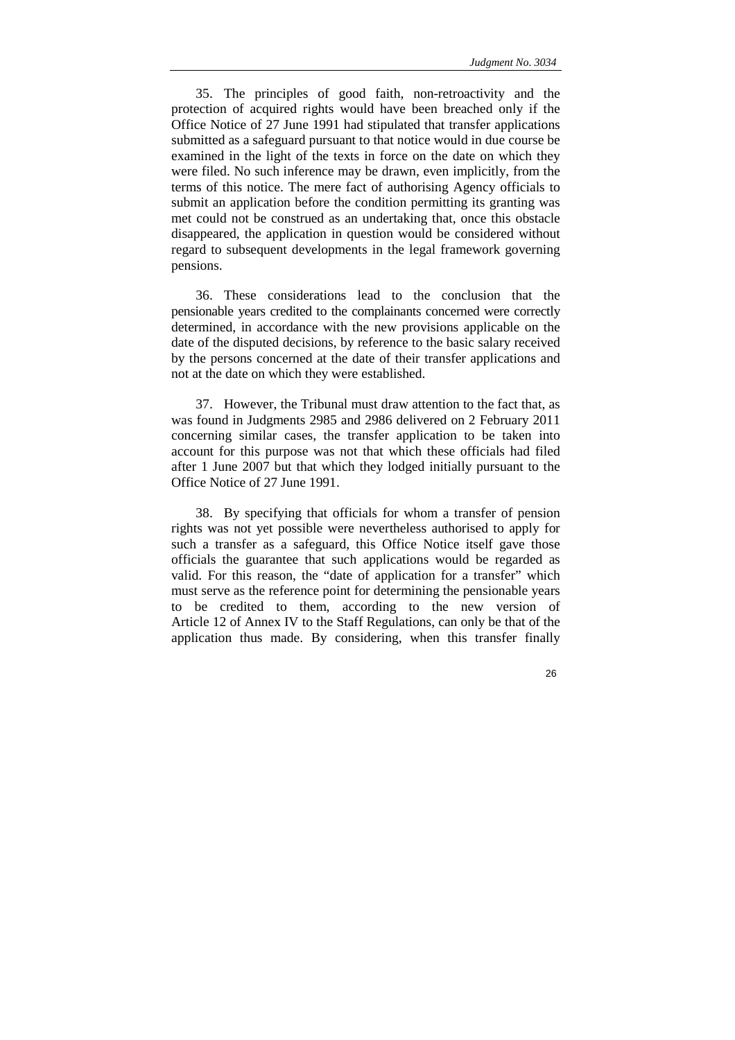35. The principles of good faith, non-retroactivity and the protection of acquired rights would have been breached only if the Office Notice of 27 June 1991 had stipulated that transfer applications submitted as a safeguard pursuant to that notice would in due course be examined in the light of the texts in force on the date on which they were filed. No such inference may be drawn, even implicitly, from the terms of this notice. The mere fact of authorising Agency officials to submit an application before the condition permitting its granting was met could not be construed as an undertaking that, once this obstacle disappeared, the application in question would be considered without regard to subsequent developments in the legal framework governing pensions.

36. These considerations lead to the conclusion that the pensionable years credited to the complainants concerned were correctly determined, in accordance with the new provisions applicable on the date of the disputed decisions, by reference to the basic salary received by the persons concerned at the date of their transfer applications and not at the date on which they were established.

37. However, the Tribunal must draw attention to the fact that, as was found in Judgments 2985 and 2986 delivered on 2 February 2011 concerning similar cases, the transfer application to be taken into account for this purpose was not that which these officials had filed after 1 June 2007 but that which they lodged initially pursuant to the Office Notice of 27 June 1991.

38. By specifying that officials for whom a transfer of pension rights was not yet possible were nevertheless authorised to apply for such a transfer as a safeguard, this Office Notice itself gave those officials the guarantee that such applications would be regarded as valid. For this reason, the "date of application for a transfer" which must serve as the reference point for determining the pensionable years to be credited to them, according to the new version of Article 12 of Annex IV to the Staff Regulations, can only be that of the application thus made. By considering, when this transfer finally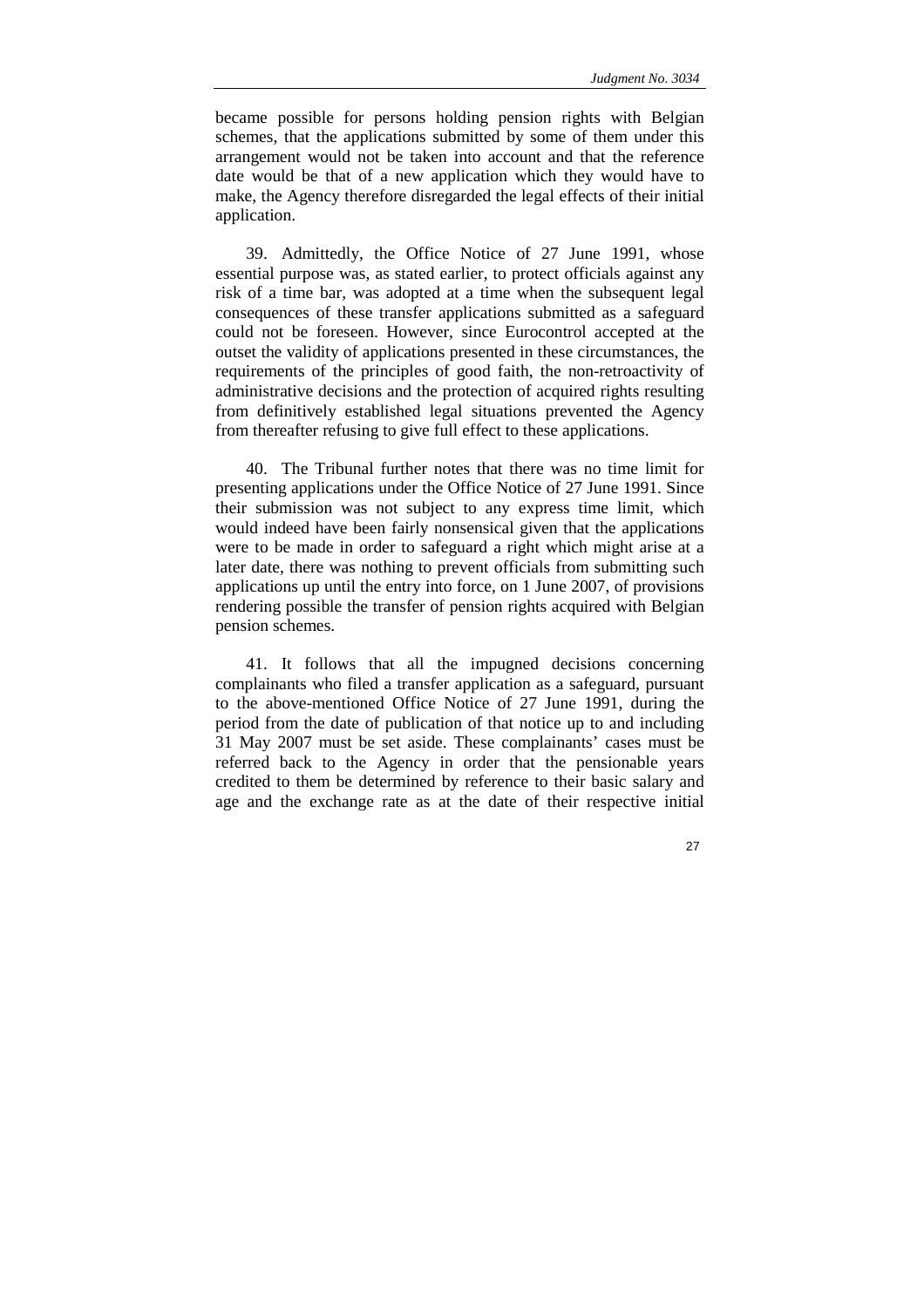became possible for persons holding pension rights with Belgian schemes, that the applications submitted by some of them under this arrangement would not be taken into account and that the reference date would be that of a new application which they would have to make, the Agency therefore disregarded the legal effects of their initial application.

39. Admittedly, the Office Notice of 27 June 1991, whose essential purpose was, as stated earlier, to protect officials against any risk of a time bar, was adopted at a time when the subsequent legal consequences of these transfer applications submitted as a safeguard could not be foreseen. However, since Eurocontrol accepted at the outset the validity of applications presented in these circumstances, the requirements of the principles of good faith, the non-retroactivity of administrative decisions and the protection of acquired rights resulting from definitively established legal situations prevented the Agency from thereafter refusing to give full effect to these applications.

40. The Tribunal further notes that there was no time limit for presenting applications under the Office Notice of 27 June 1991. Since their submission was not subject to any express time limit, which would indeed have been fairly nonsensical given that the applications were to be made in order to safeguard a right which might arise at a later date, there was nothing to prevent officials from submitting such applications up until the entry into force, on 1 June 2007, of provisions rendering possible the transfer of pension rights acquired with Belgian pension schemes.

41. It follows that all the impugned decisions concerning complainants who filed a transfer application as a safeguard, pursuant to the above-mentioned Office Notice of 27 June 1991, during the period from the date of publication of that notice up to and including 31 May 2007 must be set aside. These complainants' cases must be referred back to the Agency in order that the pensionable years credited to them be determined by reference to their basic salary and age and the exchange rate as at the date of their respective initial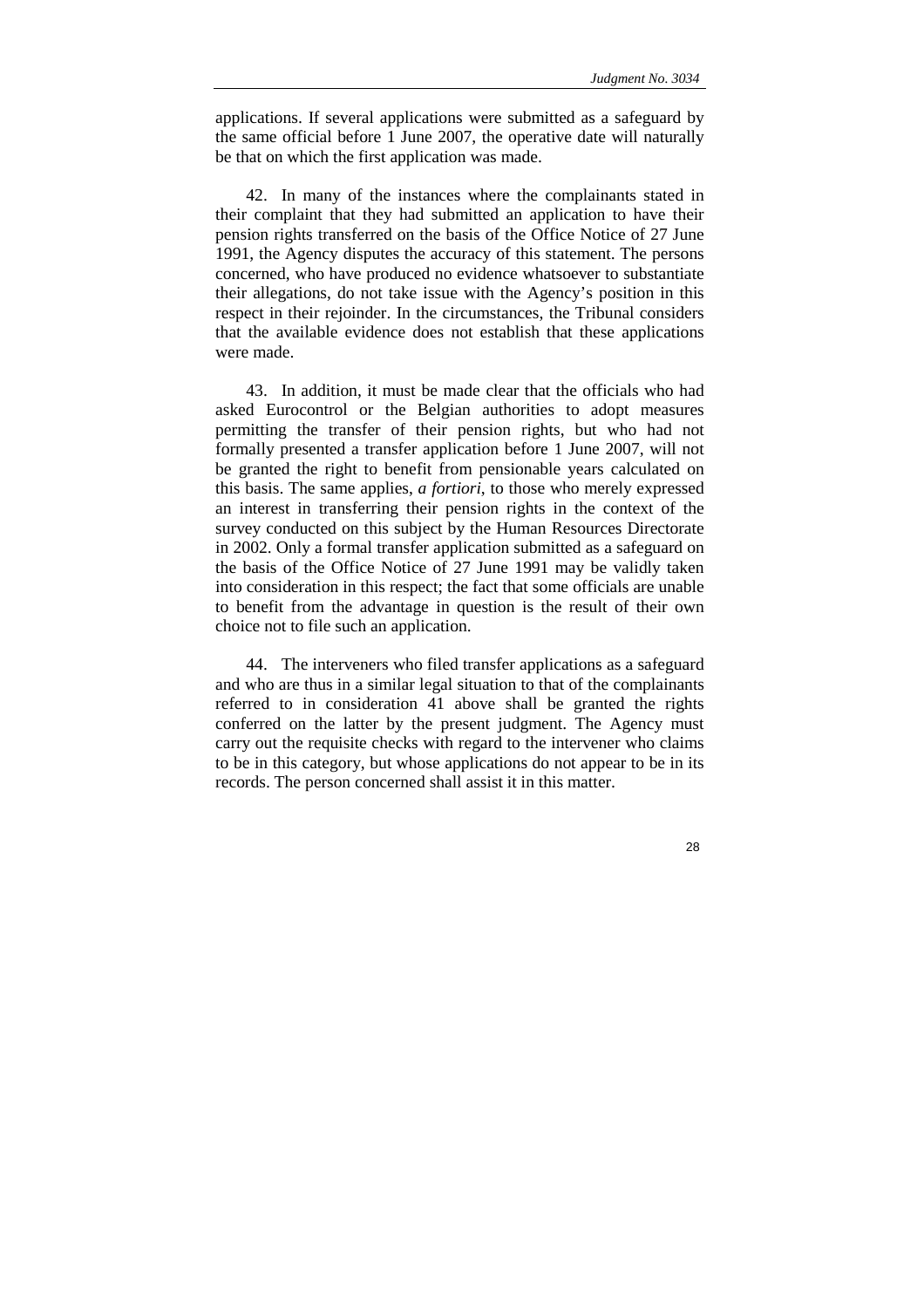applications. If several applications were submitted as a safeguard by the same official before 1 June 2007, the operative date will naturally be that on which the first application was made.

42. In many of the instances where the complainants stated in their complaint that they had submitted an application to have their pension rights transferred on the basis of the Office Notice of 27 June 1991, the Agency disputes the accuracy of this statement. The persons concerned, who have produced no evidence whatsoever to substantiate their allegations, do not take issue with the Agency's position in this respect in their rejoinder. In the circumstances, the Tribunal considers that the available evidence does not establish that these applications were made.

43. In addition, it must be made clear that the officials who had asked Eurocontrol or the Belgian authorities to adopt measures permitting the transfer of their pension rights, but who had not formally presented a transfer application before 1 June 2007, will not be granted the right to benefit from pensionable years calculated on this basis. The same applies, *a fortiori*, to those who merely expressed an interest in transferring their pension rights in the context of the survey conducted on this subject by the Human Resources Directorate in 2002. Only a formal transfer application submitted as a safeguard on the basis of the Office Notice of 27 June 1991 may be validly taken into consideration in this respect; the fact that some officials are unable to benefit from the advantage in question is the result of their own choice not to file such an application.

44. The interveners who filed transfer applications as a safeguard and who are thus in a similar legal situation to that of the complainants referred to in consideration 41 above shall be granted the rights conferred on the latter by the present judgment. The Agency must carry out the requisite checks with regard to the intervener who claims to be in this category, but whose applications do not appear to be in its records. The person concerned shall assist it in this matter.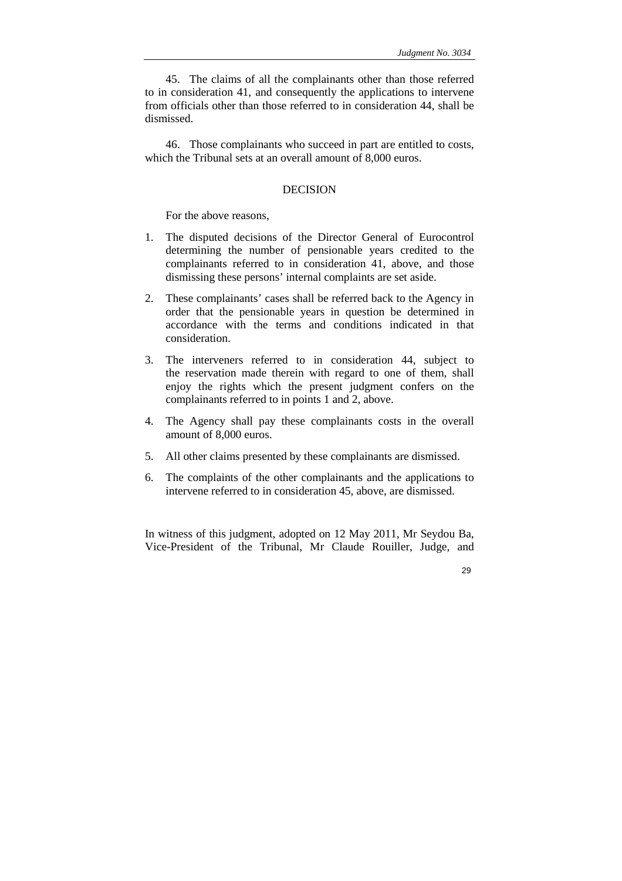45. The claims of all the complainants other than those referred to in consideration 41, and consequently the applications to intervene from officials other than those referred to in consideration 44, shall be dismissed.

46. Those complainants who succeed in part are entitled to costs, which the Tribunal sets at an overall amount of 8,000 euros.

## DECISION

For the above reasons,

1. The disputed decisions of the Director General of Eurocontrol determining the number of pensionable years credited to the complainants referred to in consideration 41, above, and those dismissing these persons' internal complaints are set aside.
2. These complainants' cases shall be referred back to the Agency in order that the pensionable years in question be determined in accordance with the terms and conditions indicated in that consideration.
3. The interveners referred to in consideration 44, subject to the reservation made therein with regard to one of them, shall enjoy the rights which the present judgment confers on the complainants referred to in points 1 and 2, above.
4. The Agency shall pay these complainants costs in the overall amount of 8,000 euros.
5. All other claims presented by these complainants are dismissed.
6. The complaints of the other complainants and the applications to intervene referred to in consideration 45, above, are dismissed.

In witness of this judgment, adopted on 12 May 2011, Mr Seydou Ba, Vice-President of the Tribunal, Mr Claude Rouiller, Judge, and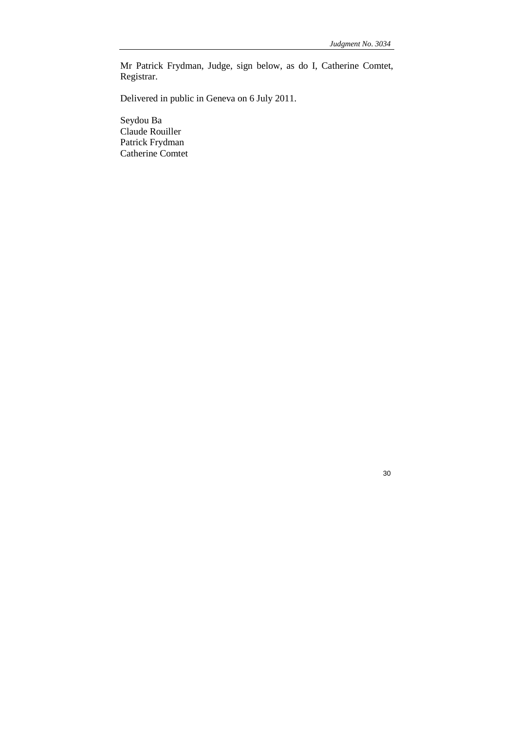Mr Patrick Frydman, Judge, sign below, as do I, Catherine Comtet, Registrar.

Delivered in public in Geneva on 6 July 2011.

Seydou Ba  
Claude Rouiller  
Patrick Frydman  
Catherine Comtet